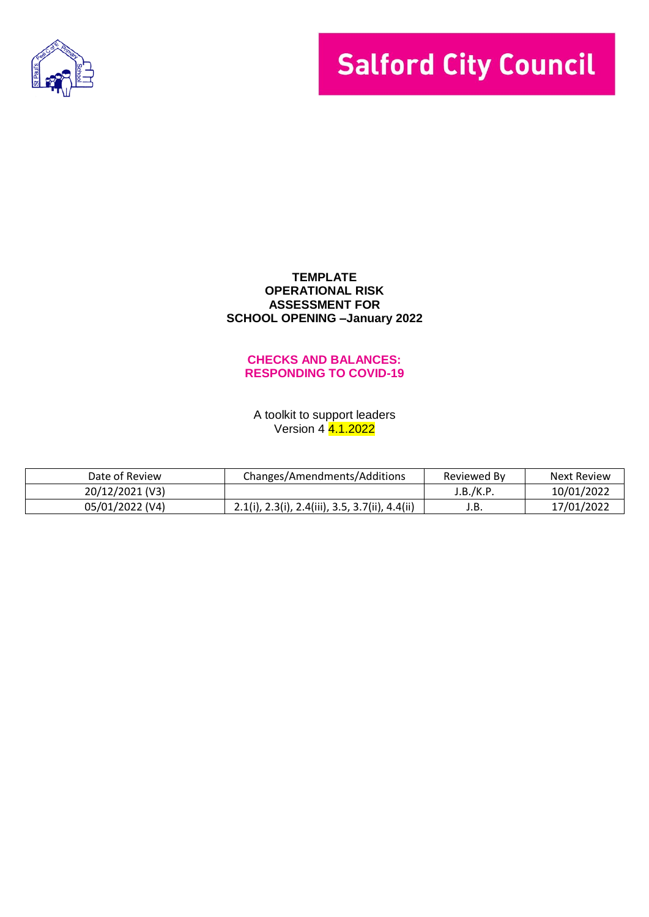Salford City Council

**TEMPLATE**
**OPERATIONAL RISK ASSESSMENT FOR**
**SCHOOL OPENING –January 2022**

**CHECKS AND BALANCES:**
**RESPONDING TO COVID-19**

A toolkit to support leaders
Version 4 4.1.2022

| Date of Review | Changes/Amendments/Additions | Reviewed By | Next Review |
|---|---|---|---|
| 20/12/2021 (V3) | | J.B./K.P. | 10/01/2022 |
| 05/01/2022 (V4) | 2.1(i), 2.3(i), 2.4(iii), 3.5, 3.7(ii), 4.4(ii) | J.B. | 17/01/2022 |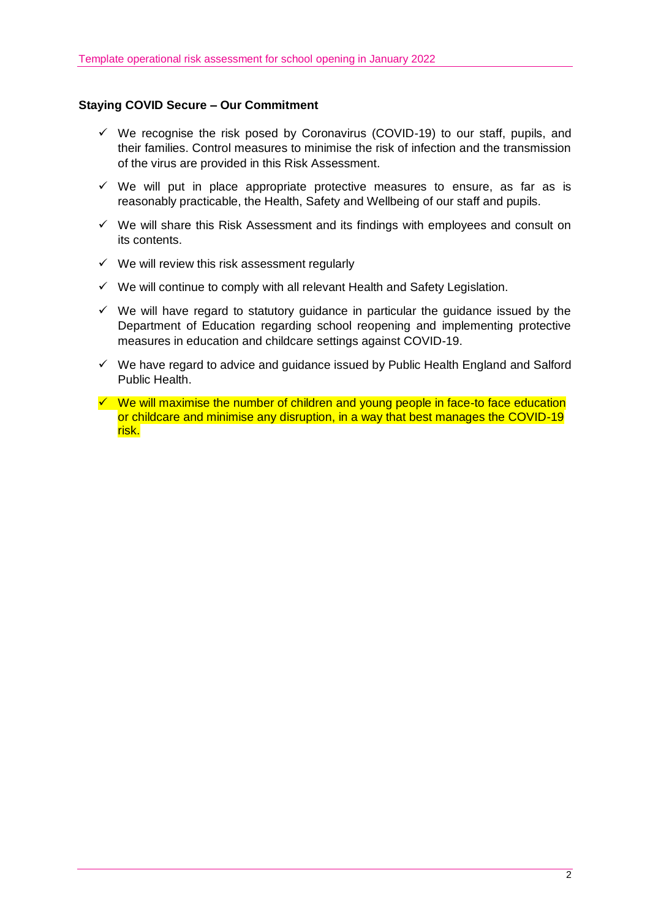**Staying COVID Secure – Our Commitment**

- ✓ We recognise the risk posed by Coronavirus (COVID-19) to our staff, pupils, and their families. Control measures to minimise the risk of infection and the transmission of the virus are provided in this Risk Assessment.
- ✓ We will put in place appropriate protective measures to ensure, as far as is reasonably practicable, the Health, Safety and Wellbeing of our staff and pupils.
- ✓ We will share this Risk Assessment and its findings with employees and consult on its contents.
- ✓ We will review this risk assessment regularly
- ✓ We will continue to comply with all relevant Health and Safety Legislation.
- ✓ We will have regard to statutory guidance in particular the guidance issued by the Department of Education regarding school reopening and implementing protective measures in education and childcare settings against COVID-19.
- ✓ We have regard to advice and guidance issued by Public Health England and Salford Public Health.
- ✓ We will maximise the number of children and young people in face-to face education or childcare and minimise any disruption, in a way that best manages the COVID-19 risk.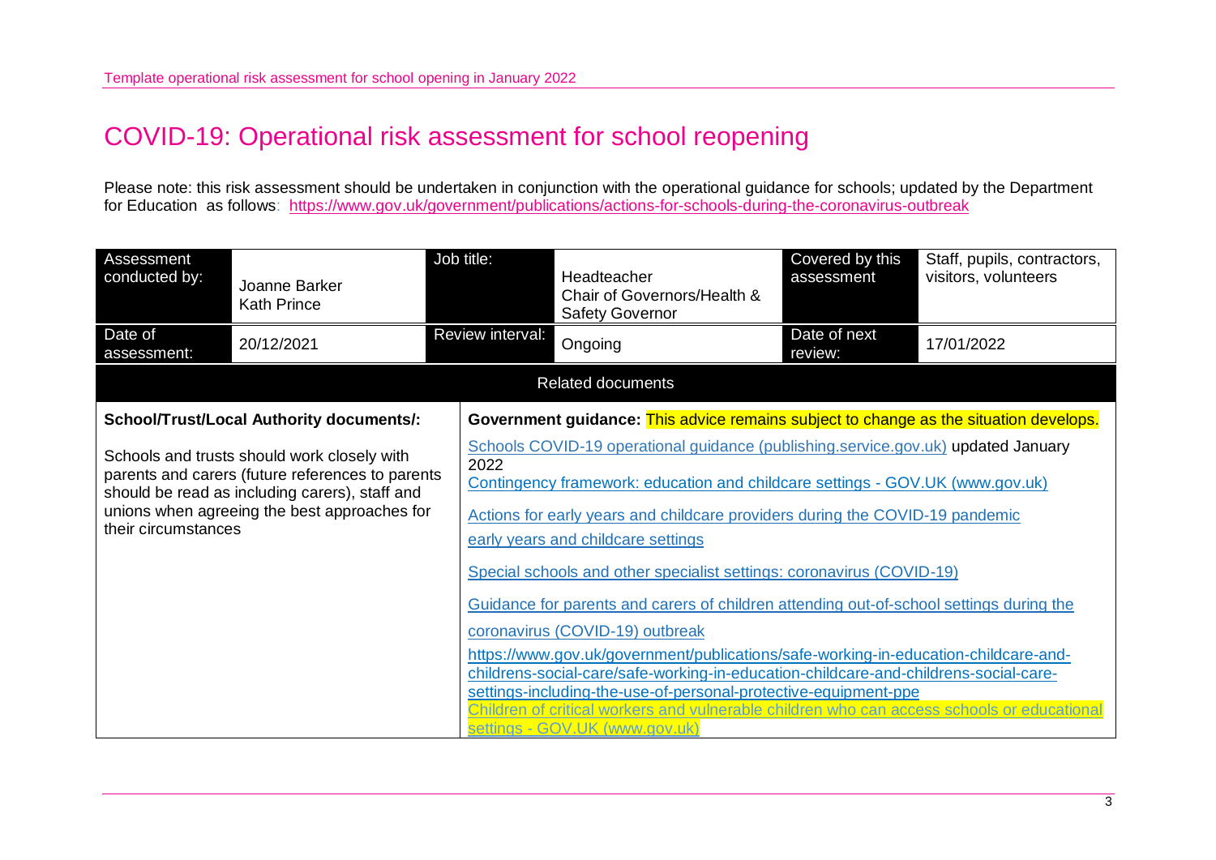# COVID-19: Operational risk assessment for school reopening

Please note: this risk assessment should be undertaken in conjunction with the operational guidance for schools; updated by the Department for Education as follows: https://www.gov.uk/government/publications/actions-for-schools-during-the-coronavirus-outbreak

| Assessment conducted by: | Joanne Barker<br>Kath Prince | Job title: | Headteacher<br>Chair of Governors/Health & Safety Governor | Covered by this assessment | Staff, pupils, contractors, visitors, volunteers |
|---|---|---|---|---|---|
| Date of assessment: | 20/12/2021 | Review interval: | Ongoing | Date of next review: | 17/01/2022 |

| Related documents | |
|---|---|
| **School/Trust/Local Authority documents/:**<br><br>Schools and trusts should work closely with parents and carers (future references to parents should be read as including carers), staff and unions when agreeing the best approaches for their circumstances | **Government guidance:** This advice remains subject to change as the situation develops.<br><br>Schools COVID-19 operational guidance (publishing.service.gov.uk) updated January 2022<br>Contingency framework: education and childcare settings - GOV.UK (www.gov.uk)<br><br>Actions for early years and childcare providers during the COVID-19 pandemic<br><br>early years and childcare settings<br><br>Special schools and other specialist settings: coronavirus (COVID-19)<br><br>Guidance for parents and carers of children attending out-of-school settings during the coronavirus (COVID-19) outbreak<br><br>https://www.gov.uk/government/publications/safe-working-in-education-childcare-and-childrens-social-care/safe-working-in-education-childcare-and-childrens-social-care-settings-including-the-use-of-personal-protective-equipment-ppe<br>Children of critical workers and vulnerable children who can access schools or educational settings - GOV.UK (www.gov.uk) |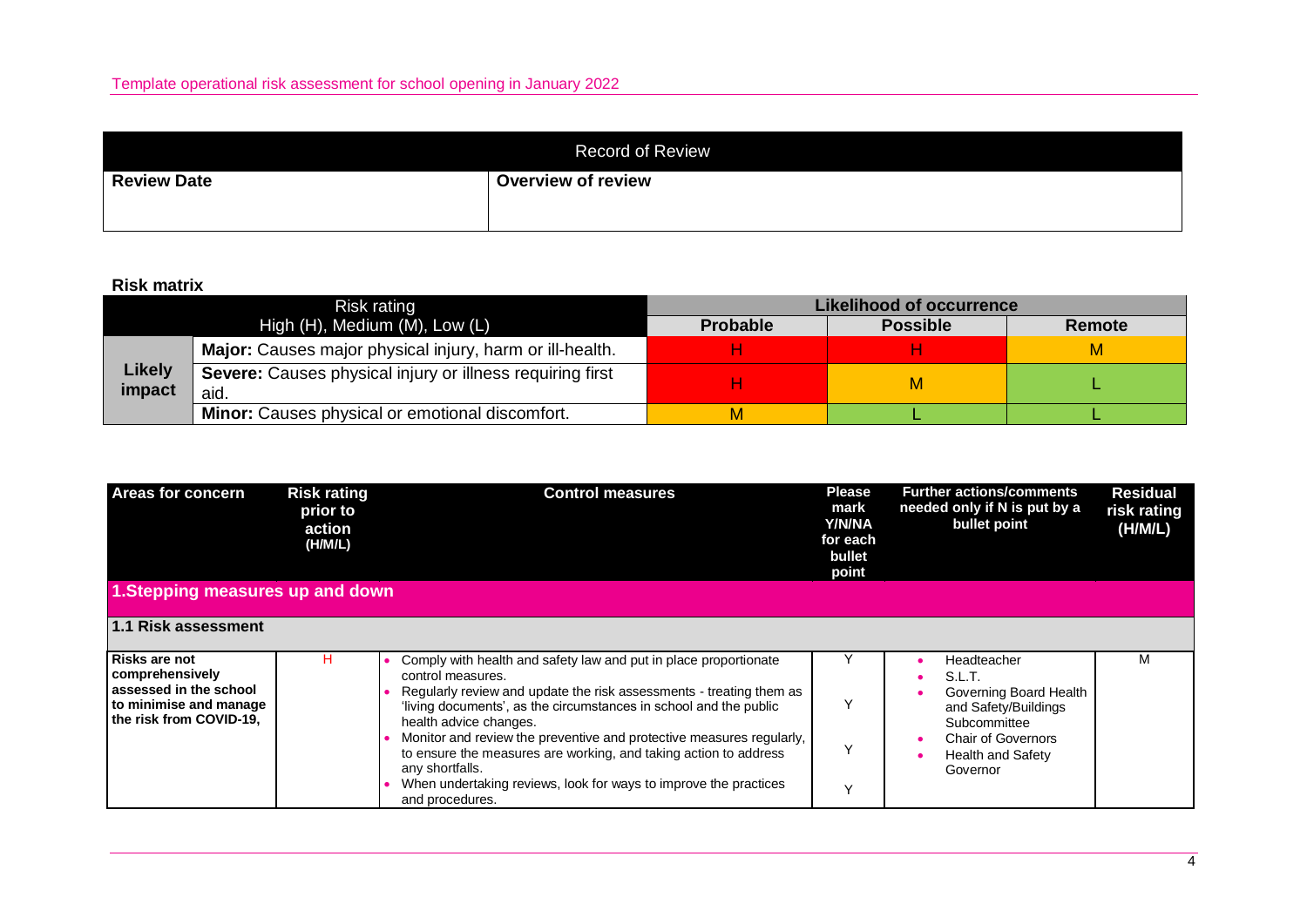| Record of Review | |
|---|---|
| **Review Date** | **Overview of review** |
| | |

**Risk matrix**

| Risk rating<br>High (H), Medium (M), Low (L) | | Likelihood of occurrence | | |
|---|---|---|---|---|
| | | **Probable** | **Possible** | **Remote** |
| **Likely impact** | **Major:** Causes major physical injury, harm or ill-health. | H | H | M |
| | **Severe:** Causes physical injury or illness requiring first aid. | H | M | L |
| | **Minor:** Causes physical or emotional discomfort. | M | L | L |

| Areas for concern | Risk rating prior to action (H/M/L) | Control measures | Please mark Y/N/NA for each bullet point | Further actions/comments needed only if N is put by a bullet point | Residual risk rating (H/M/L) |
|---|---|---|---|---|---|
| **1.Stepping measures up and down** | | | | | |
| **1.1 Risk assessment** | | | | | |
| **Risks are not comprehensively assessed in the school to minimise and manage the risk from COVID-19,** | H | • Comply with health and safety law and put in place proportionate control measures.<br>• Regularly review and update the risk assessments - treating them as 'living documents', as the circumstances in school and the public health advice changes.<br>• Monitor and review the preventive and protective measures regularly, to ensure the measures are working, and taking action to address any shortfalls.<br>• When undertaking reviews, look for ways to improve the practices and procedures. | Y<br>Y<br>Y<br>Y | • Headteacher<br>• S.L.T.<br>• Governing Board Health and Safety/Buildings Subcommittee<br>• Chair of Governors<br>• Health and Safety Governor | M |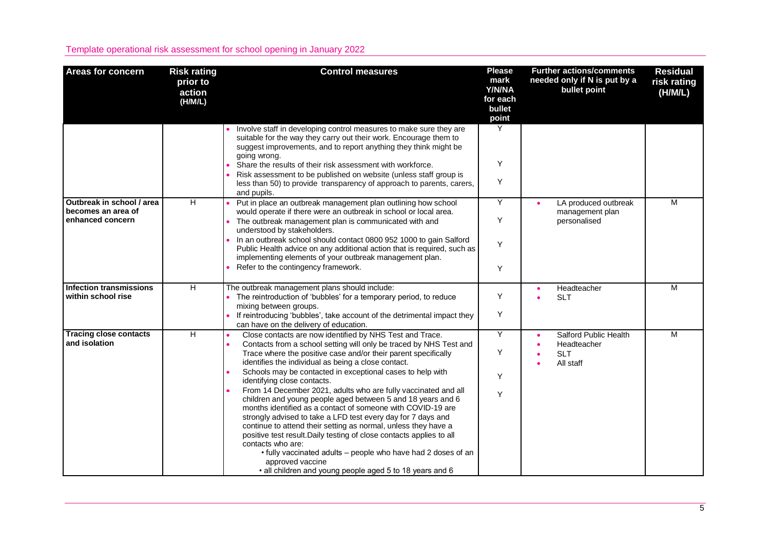Template operational risk assessment for school opening in January 2022

| Areas for concern | Risk rating prior to action (H/M/L) | Control measures | Please mark Y/N/NA for each bullet point | Further actions/comments needed only if N is put by a bullet point | Residual risk rating (H/M/L) |
|---|---|---|---|---|---|
| | | • Involve staff in developing control measures to make sure they are suitable for the way they carry out their work. Encourage them to suggest improvements, and to report anything they think might be going wrong.<br>• Share the results of their risk assessment with workforce.<br>• Risk assessment to be published on website (unless staff group is less than 50) to provide transparency of approach to parents, carers, and pupils. | Y<br><br>Y<br><br>Y | | |
| **Outbreak in school / area becomes an area of enhanced concern** | H | • Put in place an outbreak management plan outlining how school would operate if there were an outbreak in school or local area.<br>• The outbreak management plan is communicated with and understood by stakeholders.<br>• In an outbreak school should contact 0800 952 1000 to gain Salford Public Health advice on any additional action that is required, such as implementing elements of your outbreak management plan.<br>• Refer to the contingency framework. | Y<br><br>Y<br><br>Y<br><br>Y | • LA produced outbreak management plan personalised | M |
| **Infection transmissions within school rise** | H | The outbreak management plans should include:<br>• The reintroduction of 'bubbles' for a temporary period, to reduce mixing between groups.<br>• If reintroducing 'bubbles', take account of the detrimental impact they can have on the delivery of education. | Y<br><br>Y | • Headteacher<br>• SLT | M |
| **Tracing close contacts and isolation** | H | • Close contacts are now identified by NHS Test and Trace.<br>• Contacts from a school setting will only be traced by NHS Test and Trace where the positive case and/or their parent specifically identifies the individual as being a close contact.<br>• Schools may be contacted in exceptional cases to help with identifying close contacts.<br>• From 14 December 2021, adults who are fully vaccinated and all children and young people aged between 5 and 18 years and 6 months identified as a contact of someone with COVID-19 are strongly advised to take a LFD test every day for 7 days and continue to attend their setting as normal, unless they have a positive test result.Daily testing of close contacts applies to all contacts who are:<br>• fully vaccinated adults – people who have had 2 doses of an approved vaccine<br>• all children and young people aged 5 to 18 years and 6 | Y<br><br>Y<br><br>Y<br><br>Y | • Salford Public Health<br>• Headteacher<br>• SLT<br>• All staff | M |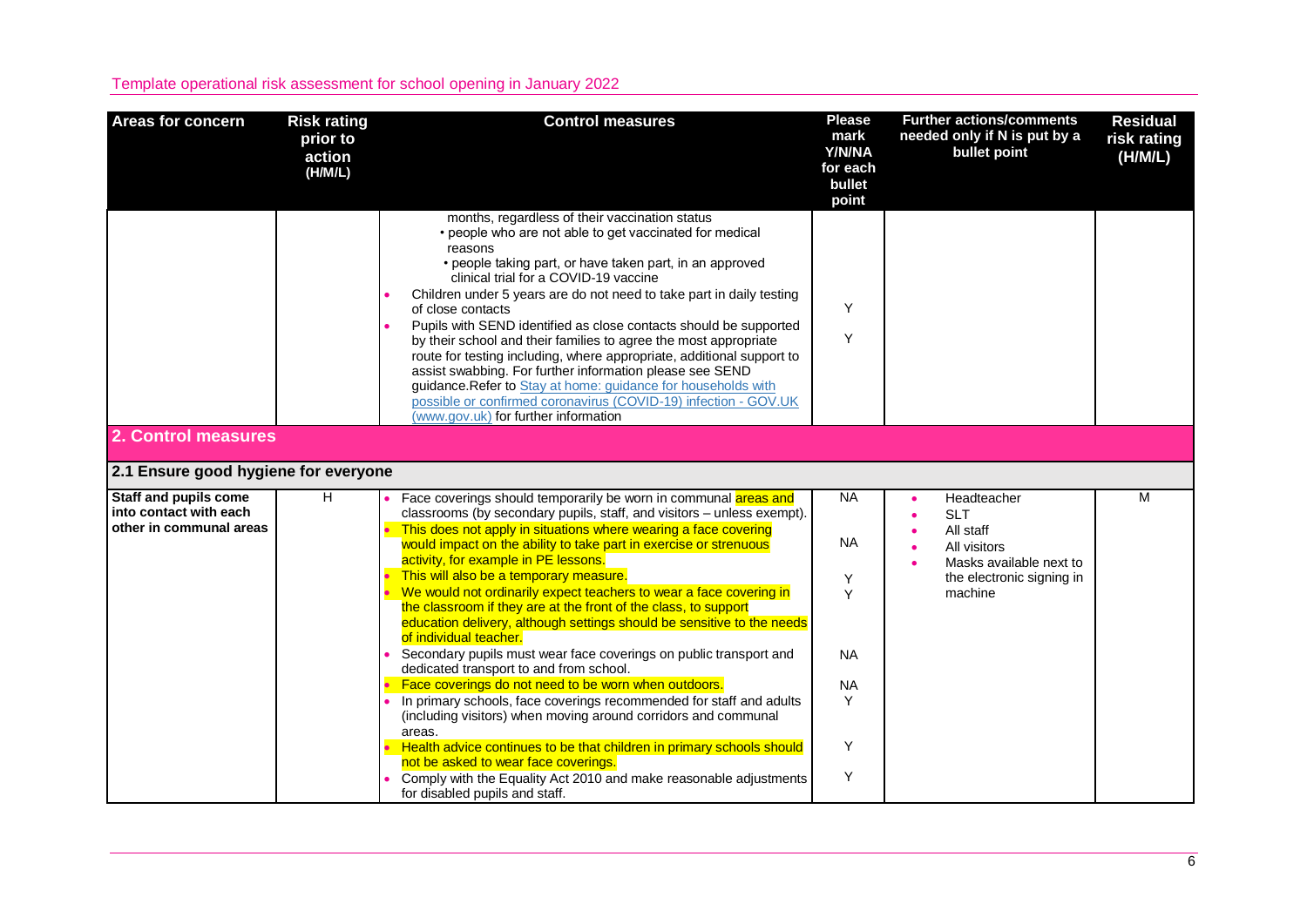| Areas for concern | Risk rating prior to action (H/M/L) | Control measures | Please mark Y/N/NA for each bullet point | Further actions/comments needed only if N is put by a bullet point | Residual risk rating (H/M/L) |
|---|---|---|---|---|---|
| | | months, regardless of their vaccination status<br>• people who are not able to get vaccinated for medical reasons<br>• people taking part, or have taken part, in an approved clinical trial for a COVID-19 vaccine<br>• Children under 5 years are do not need to take part in daily testing of close contacts<br>• Pupils with SEND identified as close contacts should be supported by their school and their families to agree the most appropriate route for testing including, where appropriate, additional support to assist swabbing. For further information please see SEND guidance.Refer to [Stay at home: guidance for households with possible or confirmed coronavirus (COVID-19) infection - GOV.UK (www.gov.uk)](www.gov.uk) for further information | Y<br>Y | | |

## 2. Control measures

### 2.1 Ensure good hygiene for everyone

| Areas for concern | Risk rating prior to action (H/M/L) | Control measures | Please mark Y/N/NA for each bullet point | Further actions/comments needed only if N is put by a bullet point | Residual risk rating (H/M/L) |
|---|---|---|---|---|---|
| **Staff and pupils come into contact with each other in communal areas** | H | • Face coverings should temporarily be worn in communal areas and classrooms (by secondary pupils, staff, and visitors – unless exempt).<br>• This does not apply in situations where wearing a face covering would impact on the ability to take part in exercise or strenuous activity, for example in PE lessons.<br>• This will also be a temporary measure.<br>• We would not ordinarily expect teachers to wear a face covering in the classroom if they are at the front of the class, to support education delivery, although settings should be sensitive to the needs of individual teacher.<br>• Secondary pupils must wear face coverings on public transport and dedicated transport to and from school.<br>• Face coverings do not need to be worn when outdoors.<br>• In primary schools, face coverings recommended for staff and adults (including visitors) when moving around corridors and communal areas.<br>• Health advice continues to be that children in primary schools should not be asked to wear face coverings.<br>• Comply with the Equality Act 2010 and make reasonable adjustments for disabled pupils and staff. | NA<br>NA<br>Y<br>Y<br>NA<br>NA<br>Y<br>Y<br>Y | • Headteacher<br>• SLT<br>• All staff<br>• All visitors<br>• Masks available next to the electronic signing in machine | M |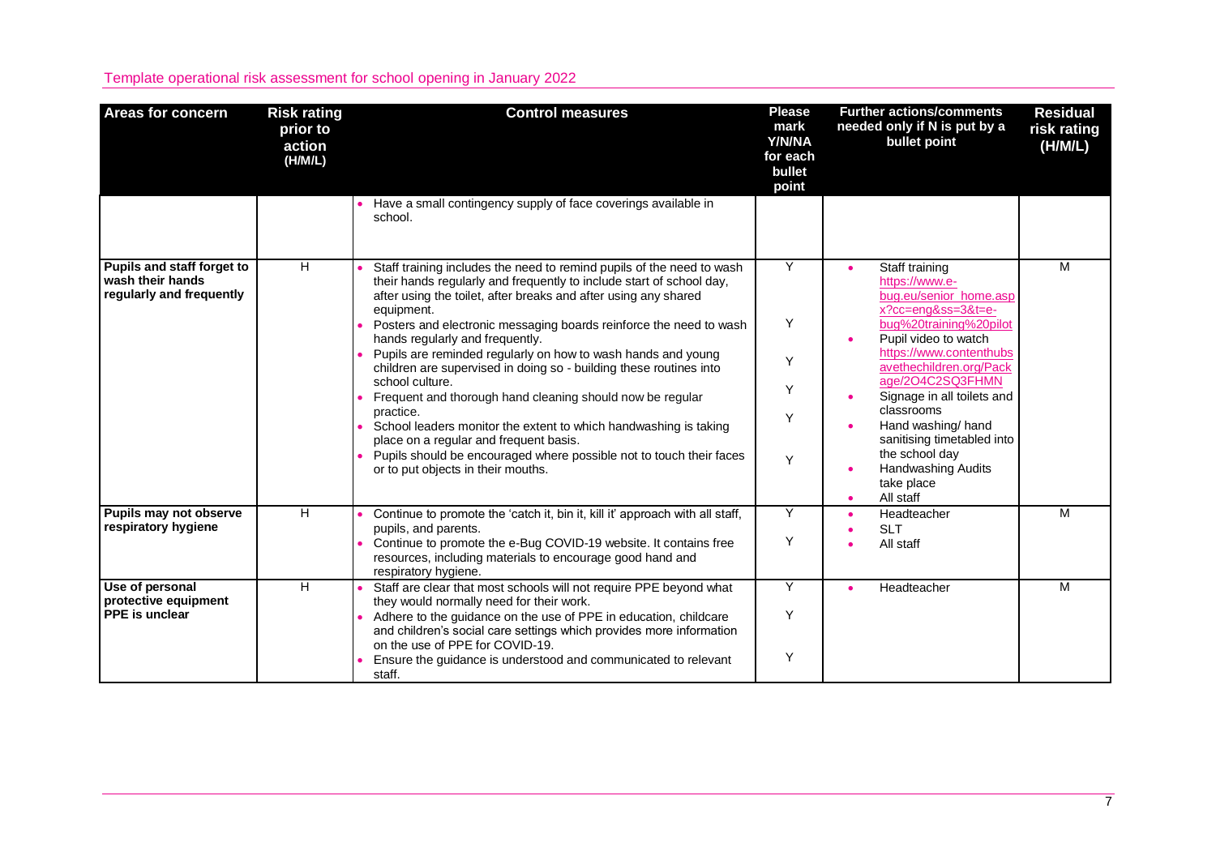| Areas for concern | Risk rating prior to action (H/M/L) | Control measures | Please mark Y/N/NA for each bullet point | Further actions/comments needed only if N is put by a bullet point | Residual risk rating (H/M/L) |
|---|---|---|---|---|---|
| | | • Have a small contingency supply of face coverings available in school. | | | |
| **Pupils and staff forget to wash their hands regularly and frequently** | H | • Staff training includes the need to remind pupils of the need to wash their hands regularly and frequently to include start of school day, after using the toilet, after breaks and after using any shared equipment.<br>• Posters and electronic messaging boards reinforce the need to wash hands regularly and frequently.<br>• Pupils are reminded regularly on how to wash hands and young children are supervised in doing so - building these routines into school culture.<br>• Frequent and thorough hand cleaning should now be regular practice.<br>• School leaders monitor the extent to which handwashing is taking place on a regular and frequent basis.<br>• Pupils should be encouraged where possible not to touch their faces or to put objects in their mouths. | Y<br>Y<br>Y<br>Y<br>Y<br>Y | • Staff training https://www.e-bug.eu/senior_home.aspx?cc=eng&ss=3&t=e-bug%20training%20pilot<br>• Pupil video to watch https://www.contenthubsavethechildren.org/Package/2O4C2SQ3FHMN<br>• Signage in all toilets and classrooms<br>• Hand washing/ hand sanitising timetabled into the school day<br>• Handwashing Audits take place<br>• All staff | M |
| **Pupils may not observe respiratory hygiene** | H | • Continue to promote the 'catch it, bin it, kill it' approach with all staff, pupils, and parents.<br>• Continue to promote the e-Bug COVID-19 website. It contains free resources, including materials to encourage good hand and respiratory hygiene. | Y<br>Y | • Headteacher<br>• SLT<br>• All staff | M |
| **Use of personal protective equipment PPE is unclear** | H | • Staff are clear that most schools will not require PPE beyond what they would normally need for their work.<br>• Adhere to the guidance on the use of PPE in education, childcare and children's social care settings which provides more information on the use of PPE for COVID-19.<br>• Ensure the guidance is understood and communicated to relevant staff. | Y<br>Y<br>Y | • Headteacher | M |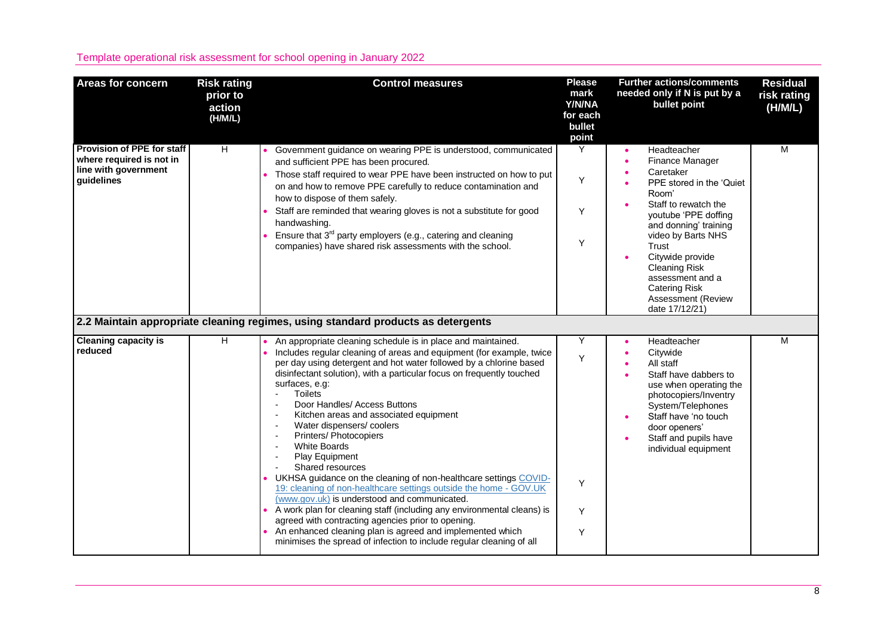| Areas for concern | Risk rating prior to action (H/M/L) | Control measures | Please mark Y/N/NA for each bullet point | Further actions/comments needed only if N is put by a bullet point | Residual risk rating (H/M/L) |
|---|---|---|---|---|---|
| **Provision of PPE for staff where required is not in line with government guidelines** | H | • Government guidance on wearing PPE is understood, communicated and sufficient PPE has been procured.<br>• Those staff required to wear PPE have been instructed on how to put on and how to remove PPE carefully to reduce contamination and how to dispose of them safely.<br>• Staff are reminded that wearing gloves is not a substitute for good handwashing.<br>• Ensure that 3rd party employers (e.g., catering and cleaning companies) have shared risk assessments with the school. | Y<br>Y<br>Y<br>Y | • Headteacher<br>• Finance Manager<br>• Caretaker<br>• PPE stored in the 'Quiet Room'<br>• Staff to rewatch the youtube 'PPE doffing and donning' training video by Barts NHS Trust<br>• Citywide provide Cleaning Risk assessment and a Catering Risk Assessment (Review date 17/12/21) | M |
| **2.2 Maintain appropriate cleaning regimes, using standard products as detergents** | | | | | |
| **Cleaning capacity is reduced** | H | • An appropriate cleaning schedule is in place and maintained.<br>• Includes regular cleaning of areas and equipment (for example, twice per day using detergent and hot water followed by a chlorine based disinfectant solution), with a particular focus on frequently touched surfaces, e.g:<br>- Toilets<br>- Door Handles/ Access Buttons<br>- Kitchen areas and associated equipment<br>- Water dispensers/ coolers<br>- Printers/ Photocopiers<br>- White Boards<br>- Play Equipment<br>- Shared resources<br>• UKHSA guidance on the cleaning of non-healthcare settings [COVID-19: cleaning of non-healthcare settings outside the home - GOV.UK (www.gov.uk)](https://www.gov.uk) is understood and communicated.<br>• A work plan for cleaning staff (including any environmental cleans) is agreed with contracting agencies prior to opening.<br>• An enhanced cleaning plan is agreed and implemented which minimises the spread of infection to include regular cleaning of all | Y<br>Y<br><br><br><br><br><br><br><br><br><br><br>Y<br><br>Y<br><br>Y | • Headteacher<br>• Citywide<br>• All staff<br>• Staff have dabbers to use when operating the photocopiers/Inventry System/Telephones<br>• Staff have 'no touch door openers'<br>• Staff and pupils have individual equipment | M |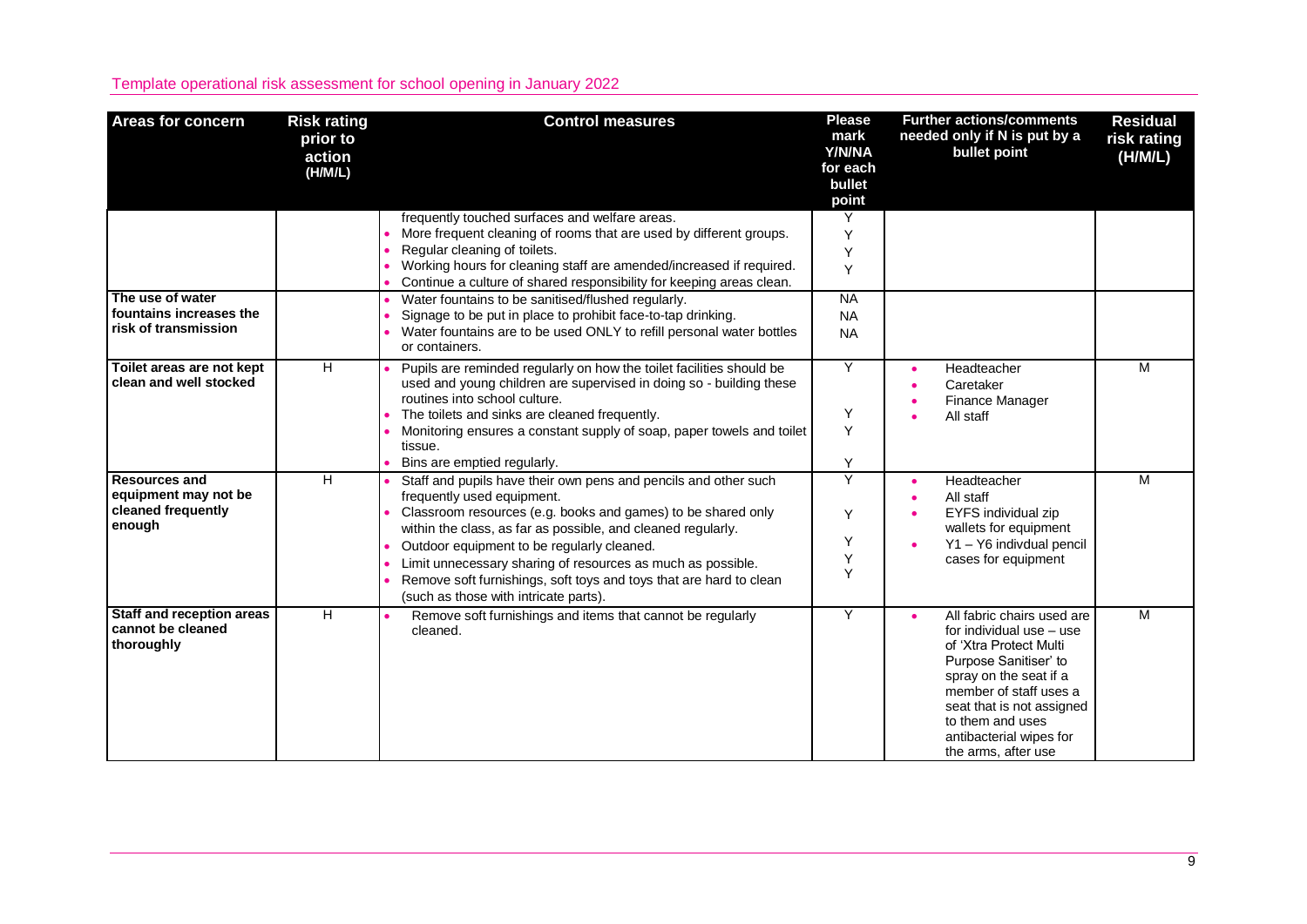Template operational risk assessment for school opening in January 2022

| Areas for concern | Risk rating prior to action (H/M/L) | Control measures | Please mark Y/N/NA for each bullet point | Further actions/comments needed only if N is put by a bullet point | Residual risk rating (H/M/L) |
|---|---|---|---|---|---|
| | | frequently touched surfaces and welfare areas.<br>• More frequent cleaning of rooms that are used by different groups.<br>• Regular cleaning of toilets.<br>• Working hours for cleaning staff are amended/increased if required.<br>• Continue a culture of shared responsibility for keeping areas clean. | Y<br>Y<br>Y<br>Y | | |
| **The use of water fountains increases the risk of transmission** | | • Water fountains to be sanitised/flushed regularly.<br>• Signage to be put in place to prohibit face-to-tap drinking.<br>• Water fountains are to be used ONLY to refill personal water bottles or containers. | NA<br>NA<br>NA | | |
| **Toilet areas are not kept clean and well stocked** | H | • Pupils are reminded regularly on how the toilet facilities should be used and young children are supervised in doing so - building these routines into school culture.<br>• The toilets and sinks are cleaned frequently.<br>• Monitoring ensures a constant supply of soap, paper towels and toilet tissue.<br>• Bins are emptied regularly. | Y<br>Y<br>Y<br>Y | • Headteacher<br>• Caretaker<br>• Finance Manager<br>• All staff | M |
| **Resources and equipment may not be cleaned frequently enough** | H | • Staff and pupils have their own pens and pencils and other such frequently used equipment.<br>• Classroom resources (e.g. books and games) to be shared only within the class, as far as possible, and cleaned regularly.<br>• Outdoor equipment to be regularly cleaned.<br>• Limit unnecessary sharing of resources as much as possible.<br>• Remove soft furnishings, soft toys and toys that are hard to clean (such as those with intricate parts). | Y<br>Y<br>Y<br>Y<br>Y | • Headteacher<br>• All staff<br>• EYFS individual zip wallets for equipment<br>• Y1 – Y6 indivdual pencil cases for equipment | M |
| **Staff and reception areas cannot be cleaned thoroughly** | H | • Remove soft furnishings and items that cannot be regularly cleaned. | Y | • All fabric chairs used are for individual use – use of 'Xtra Protect Multi Purpose Sanitiser' to spray on the seat if a member of staff uses a seat that is not assigned to them and uses antibacterial wipes for the arms, after use | M |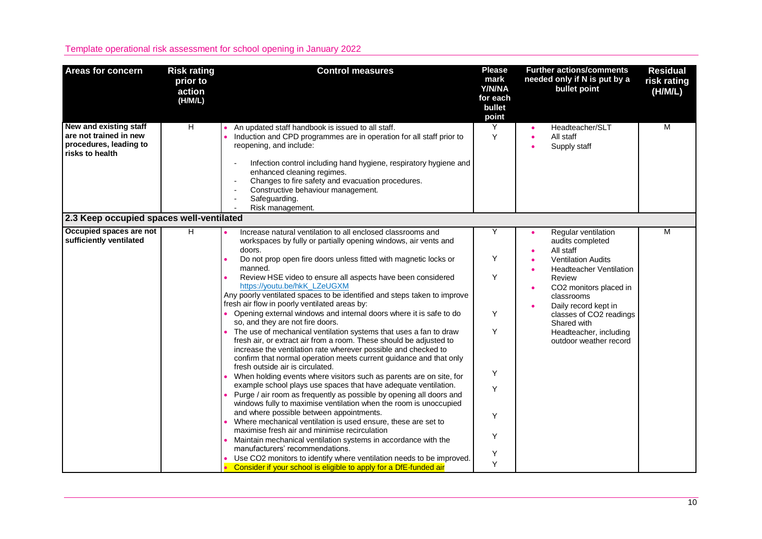Template operational risk assessment for school opening in January 2022

| Areas for concern | Risk rating prior to action (H/M/L) | Control measures | Please mark Y/N/NA for each bullet point | Further actions/comments needed only if N is put by a bullet point | Residual risk rating (H/M/L) |
|---|---|---|---|---|---|
| **New and existing staff are not trained in new procedures, leading to risks to health** | H | • An updated staff handbook is issued to all staff.<br>• Induction and CPD programmes are in operation for all staff prior to reopening, and include:<br>- Infection control including hand hygiene, respiratory hygiene and enhanced cleaning regimes.<br>- Changes to fire safety and evacuation procedures.<br>- Constructive behaviour management.<br>- Safeguarding.<br>- Risk management. | Y<br>Y | • Headteacher/SLT<br>• All staff<br>• Supply staff | M |
| **2.3 Keep occupied spaces well-ventilated** | | | | | |
| **Occupied spaces are not sufficiently ventilated** | H | • Increase natural ventilation to all enclosed classrooms and workspaces by fully or partially opening windows, air vents and doors.<br>• Do not prop open fire doors unless fitted with magnetic locks or manned.<br>• Review HSE video to ensure all aspects have been considered https://youtu.be/hkK_LZeUGXM<br>Any poorly ventilated spaces to be identified and steps taken to improve fresh air flow in poorly ventilated areas by:<br>• Opening external windows and internal doors where it is safe to do so, and they are not fire doors.<br>• The use of mechanical ventilation systems that uses a fan to draw fresh air, or extract air from a room. These should be adjusted to increase the ventilation rate wherever possible and checked to confirm that normal operation meets current guidance and that only fresh outside air is circulated.<br>• When holding events where visitors such as parents are on site, for example school plays use spaces that have adequate ventilation.<br>• Purge / air room as frequently as possible by opening all doors and windows fully to maximise ventilation when the room is unoccupied and where possible between appointments.<br>• Where mechanical ventilation is used ensure, these are set to maximise fresh air and minimise recirculation<br>• Maintain mechanical ventilation systems in accordance with the manufacturers' recommendations.<br>• Use CO2 monitors to identify where ventilation needs to be improved.<br>• Consider if your school is eligible to apply for a DfE-funded air | Y<br>Y<br>Y<br>Y<br>Y<br>Y<br>Y<br>Y<br>Y<br>Y<br>Y | • Regular ventilation audits completed<br>• All staff<br>• Ventilation Audits<br>• Headteacher Ventilation Review<br>• CO2 monitors placed in classrooms<br>• Daily record kept in classes of CO2 readings Shared with Headteacher, including outdoor weather record | M |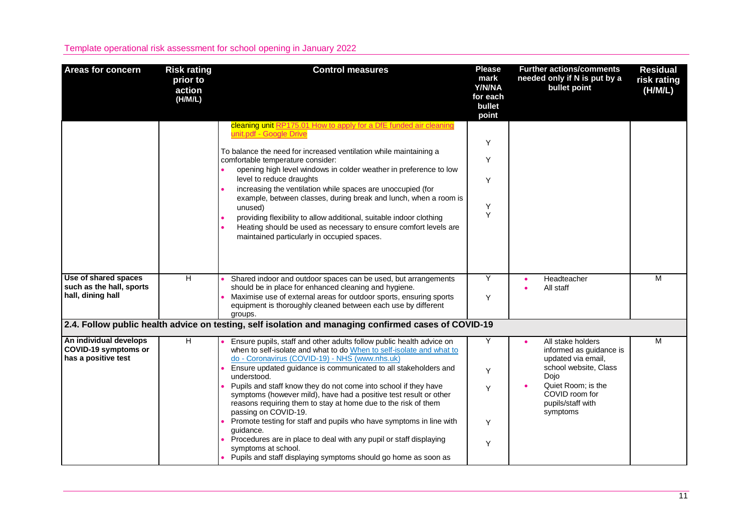| Areas for concern | Risk rating prior to action (H/M/L) | Control measures | Please mark Y/N/NA for each bullet point | Further actions/comments needed only if N is put by a bullet point | Residual risk rating (H/M/L) |
|---|---|---|---|---|---|
| | | cleaning unit [RP175.01 How to apply for a DfE funded air cleaning unit.pdf - Google Drive](#)<br><br>To balance the need for increased ventilation while maintaining a comfortable temperature consider:<br>• opening high level windows in colder weather in preference to low level to reduce draughts<br>• increasing the ventilation while spaces are unoccupied (for example, between classes, during break and lunch, when a room is unused)<br>• providing flexibility to allow additional, suitable indoor clothing<br>• Heating should be used as necessary to ensure comfort levels are maintained particularly in occupied spaces. | Y<br>Y<br>Y<br>Y<br>Y | | |
| **Use of shared spaces such as the hall, sports hall, dining hall** | H | • Shared indoor and outdoor spaces can be used, but arrangements should be in place for enhanced cleaning and hygiene.<br>• Maximise use of external areas for outdoor sports, ensuring sports equipment is thoroughly cleaned between each use by different groups. | Y<br>Y | • Headteacher<br>• All staff | M |
| **2.4. Follow public health advice on testing, self isolation and managing confirmed cases of COVID-19** | | | | | |
| **An individual develops COVID-19 symptoms or has a positive test** | H | • Ensure pupils, staff and other adults follow public health advice on when to self-isolate and what to do [When to self-isolate and what to do - Coronavirus (COVID-19) - NHS (www.nhs.uk)](#)<br>• Ensure updated guidance is communicated to all stakeholders and understood.<br>• Pupils and staff know they do not come into school if they have symptoms (however mild), have had a positive test result or other reasons requiring them to stay at home due to the risk of them passing on COVID-19.<br>• Promote testing for staff and pupils who have symptoms in line with guidance.<br>• Procedures are in place to deal with any pupil or staff displaying symptoms at school.<br>• Pupils and staff displaying symptoms should go home as soon as | Y<br>Y<br>Y<br>Y<br>Y | • All stake holders informed as guidance is updated via email, school website, Class Dojo<br>• Quiet Room; is the COVID room for pupils/staff with symptoms | M |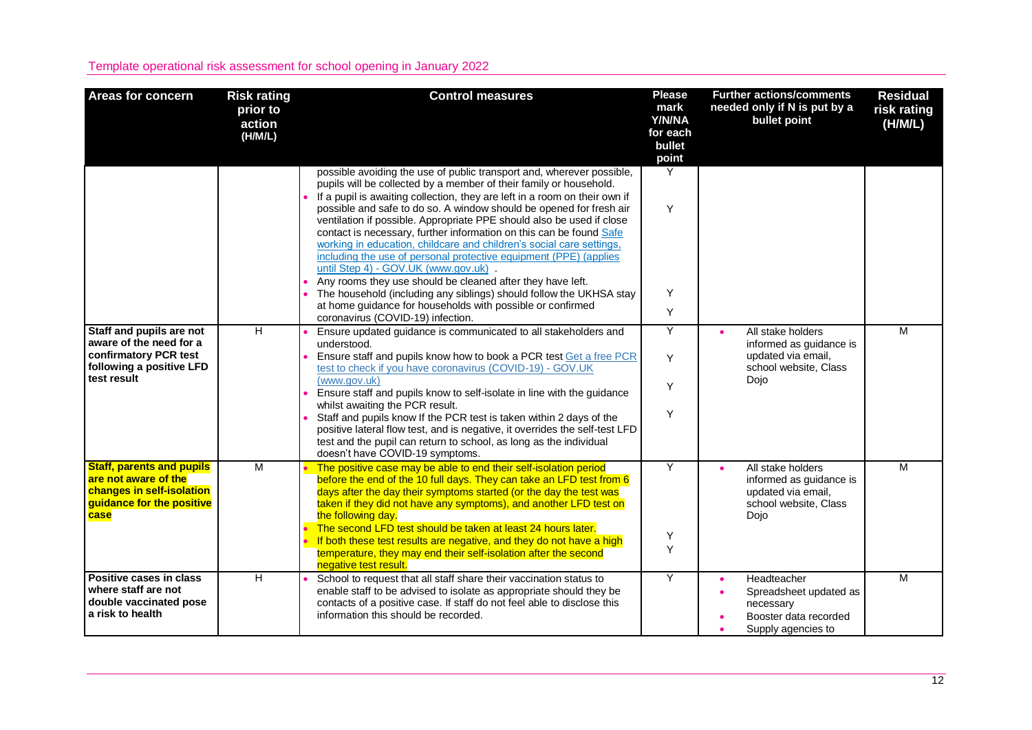Template operational risk assessment for school opening in January 2022

| Areas for concern | Risk rating prior to action (H/M/L) | Control measures | Please mark Y/N/NA for each bullet point | Further actions/comments needed only if N is put by a bullet point | Residual risk rating (H/M/L) |
|---|---|---|---|---|---|
| | | possible avoiding the use of public transport and, wherever possible, pupils will be collected by a member of their family or household.<br>• If a pupil is awaiting collection, they are left in a room on their own if possible and safe to do so. A window should be opened for fresh air ventilation if possible. Appropriate PPE should also be used if close contact is necessary, further information on this can be found [Safe working in education, childcare and children's social care settings, including the use of personal protective equipment (PPE) (applies until Step 4) - GOV.UK (www.gov.uk)](www.gov.uk) .<br>• Any rooms they use should be cleaned after they have left.<br>• The household (including any siblings) should follow the UKHSA stay at home guidance for households with possible or confirmed coronavirus (COVID-19) infection. | Y<br>Y<br>Y<br>Y | | |
| **Staff and pupils are not aware of the need for a confirmatory PCR test following a positive LFD test result** | H | • Ensure updated guidance is communicated to all stakeholders and understood.<br>• Ensure staff and pupils know how to book a PCR test [Get a free PCR test to check if you have coronavirus (COVID-19) - GOV.UK (www.gov.uk)](www.gov.uk)<br>• Ensure staff and pupils know to self-isolate in line with the guidance whilst awaiting the PCR result.<br>• Staff and pupils know If the PCR test is taken within 2 days of the positive lateral flow test, and is negative, it overrides the self-test LFD test and the pupil can return to school, as long as the individual doesn't have COVID-19 symptoms. | Y<br>Y<br>Y<br>Y | • All stake holders informed as guidance is updated via email, school website, Class Dojo | M |
| **Staff, parents and pupils are not aware of the changes in self-isolation guidance for the positive case** | M | • The positive case may be able to end their self-isolation period before the end of the 10 full days. They can take an LFD test from 6 days after the day their symptoms started (or the day the test was taken if they did not have any symptoms), and another LFD test on the following day.<br>• The second LFD test should be taken at least 24 hours later.<br>• If both these test results are negative, and they do not have a high temperature, they may end their self-isolation after the second negative test result. | Y<br>Y<br>Y | • All stake holders informed as guidance is updated via email, school website, Class Dojo | M |
| **Positive cases in class where staff are not double vaccinated pose a risk to health** | H | • School to request that all staff share their vaccination status to enable staff to be advised to isolate as appropriate should they be contacts of a positive case. If staff do not feel able to disclose this information this should be recorded. | Y | • Headteacher<br>• Spreadsheet updated as necessary<br>• Booster data recorded<br>• Supply agencies to | M |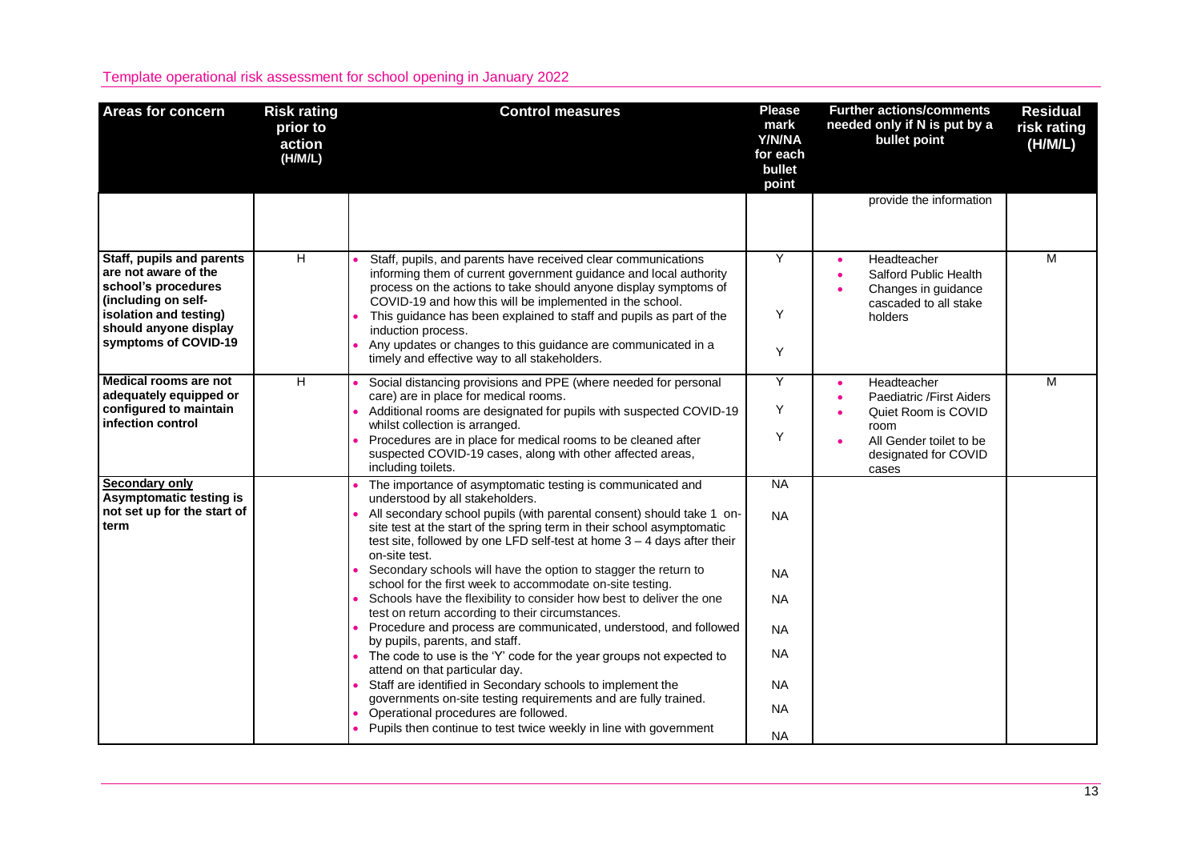Template operational risk assessment for school opening in January 2022

| Areas for concern | Risk rating prior to action (H/M/L) | Control measures | Please mark Y/N/NA for each bullet point | Further actions/comments needed only if N is put by a bullet point | Residual risk rating (H/M/L) |
|---|---|---|---|---|---|
| | | | | provide the information | |
| **Staff, pupils and parents are not aware of the school's procedures (including on self-isolation and testing) should anyone display symptoms of COVID-19** | H | • Staff, pupils, and parents have received clear communications informing them of current government guidance and local authority process on the actions to take should anyone display symptoms of COVID-19 and how this will be implemented in the school.<br>• This guidance has been explained to staff and pupils as part of the induction process.<br>• Any updates or changes to this guidance are communicated in a timely and effective way to all stakeholders. | Y<br><br>Y<br><br>Y | • Headteacher<br>• Salford Public Health<br>• Changes in guidance cascaded to all stake holders | M |
| **Medical rooms are not adequately equipped or configured to maintain infection control** | H | • Social distancing provisions and PPE (where needed for personal care) are in place for medical rooms.<br>• Additional rooms are designated for pupils with suspected COVID-19 whilst collection is arranged.<br>• Procedures are in place for medical rooms to be cleaned after suspected COVID-19 cases, along with other affected areas, including toilets. | Y<br><br>Y<br><br>Y | • Headteacher<br>• Paediatric /First Aiders<br>• Quiet Room is COVID room<br>• All Gender toilet to be designated for COVID cases | M |
| **Secondary only Asymptomatic testing is not set up for the start of term** | | • The importance of asymptomatic testing is communicated and understood by all stakeholders.<br>• All secondary school pupils (with parental consent) should take 1 on-site test at the start of the spring term in their school asymptomatic test site, followed by one LFD self-test at home 3 – 4 days after their on-site test.<br>• Secondary schools will have the option to stagger the return to school for the first week to accommodate on-site testing.<br>• Schools have the flexibility to consider how best to deliver the one test on return according to their circumstances.<br>• Procedure and process are communicated, understood, and followed by pupils, parents, and staff.<br>• The code to use is the 'Y' code for the year groups not expected to attend on that particular day.<br>• Staff are identified in Secondary schools to implement the governments on-site testing requirements and are fully trained.<br>• Operational procedures are followed.<br>• Pupils then continue to test twice weekly in line with government | NA<br><br>NA<br><br>NA<br><br>NA<br><br>NA<br><br>NA<br><br>NA<br><br>NA<br><br>NA | | |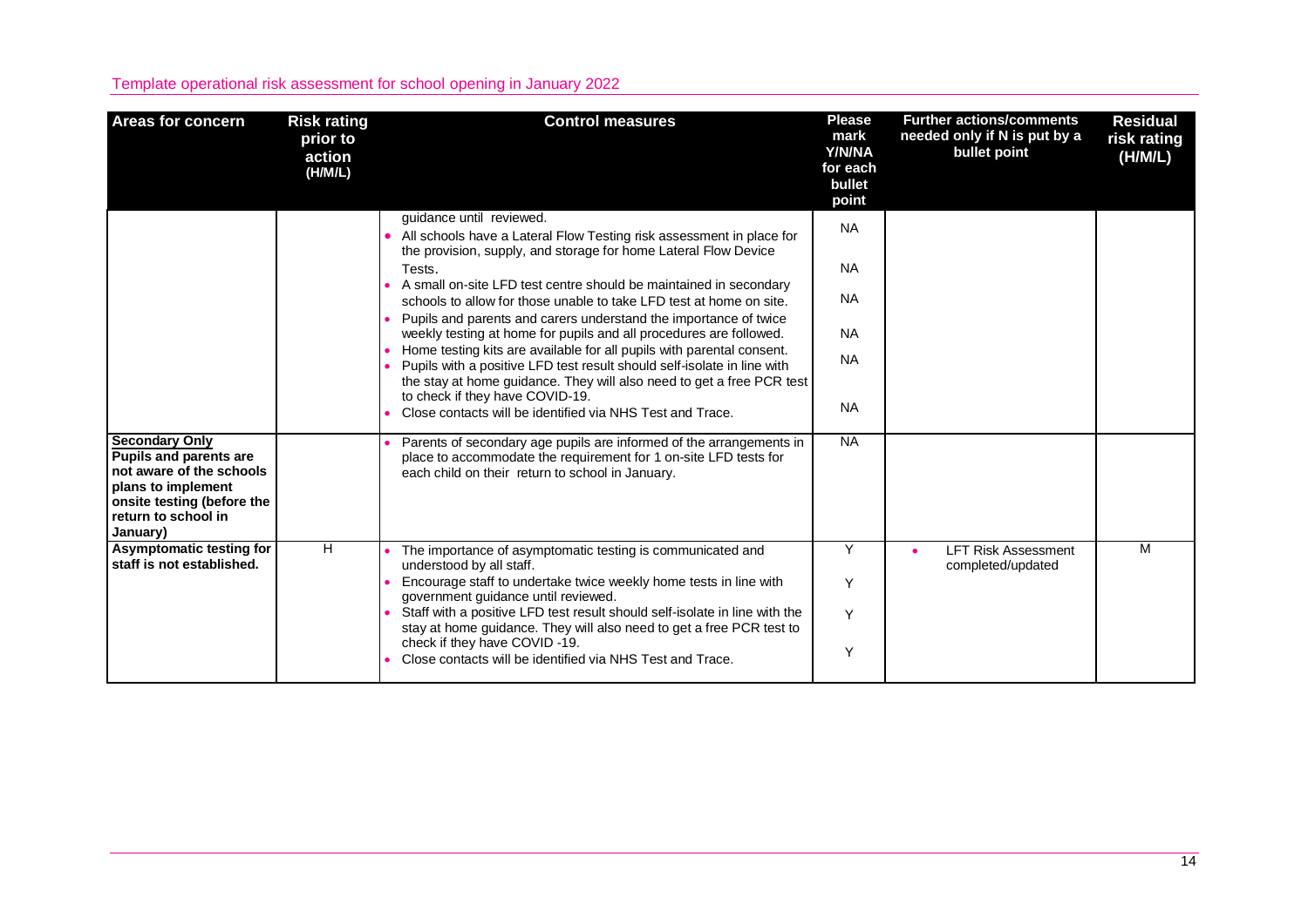Template operational risk assessment for school opening in January 2022

| Areas for concern | Risk rating prior to action (H/M/L) | Control measures | Please mark Y/N/NA for each bullet point | Further actions/comments needed only if N is put by a bullet point | Residual risk rating (H/M/L) |
|---|---|---|---|---|---|
| | | guidance until reviewed.<br>• All schools have a Lateral Flow Testing risk assessment in place for the provision, supply, and storage for home Lateral Flow Device Tests.<br>• A small on-site LFD test centre should be maintained in secondary schools to allow for those unable to take LFD test at home on site.<br>• Pupils and parents and carers understand the importance of twice weekly testing at home for pupils and all procedures are followed.<br>• Home testing kits are available for all pupils with parental consent.<br>• Pupils with a positive LFD test result should self-isolate in line with the stay at home guidance. They will also need to get a free PCR test to check if they have COVID-19.<br>• Close contacts will be identified via NHS Test and Trace. | NA<br>NA<br>NA<br>NA<br>NA<br>NA | | |
| **Secondary Only** **Pupils and parents are not aware of the schools plans to implement onsite testing (before the return to school in January)** | | • Parents of secondary age pupils are informed of the arrangements in place to accommodate the requirement for 1 on-site LFD tests for each child on their return to school in January. | NA | | |
| **Asymptomatic testing for staff is not established.** | H | • The importance of asymptomatic testing is communicated and understood by all staff.<br>• Encourage staff to undertake twice weekly home tests in line with government guidance until reviewed.<br>• Staff with a positive LFD test result should self-isolate in line with the stay at home guidance. They will also need to get a free PCR test to check if they have COVID -19.<br>• Close contacts will be identified via NHS Test and Trace. | Y<br>Y<br>Y<br>Y | • LFT Risk Assessment completed/updated | M |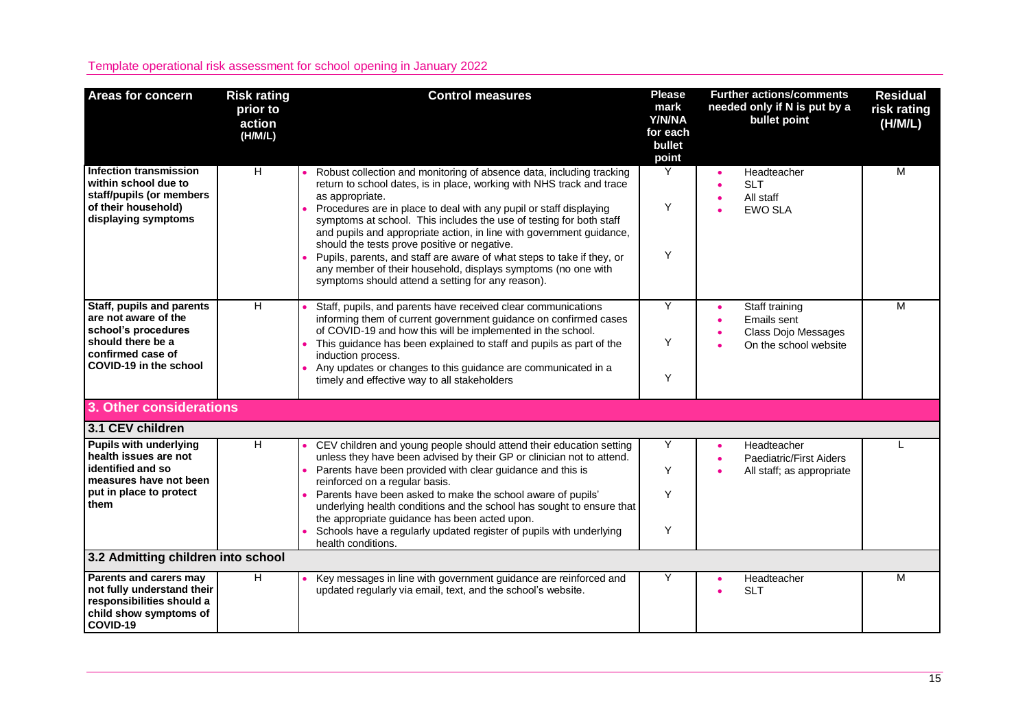Template operational risk assessment for school opening in January 2022

| Areas for concern | Risk rating prior to action (H/M/L) | Control measures | Please mark Y/N/NA for each bullet point | Further actions/comments needed only if N is put by a bullet point | Residual risk rating (H/M/L) |
| --- | --- | --- | --- | --- | --- |
| **Infection transmission within school due to staff/pupils (or members of their household) displaying symptoms** | H | • Robust collection and monitoring of absence data, including tracking return to school dates, is in place, working with NHS track and trace as appropriate.<br>• Procedures are in place to deal with any pupil or staff displaying symptoms at school. This includes the use of testing for both staff and pupils and appropriate action, in line with government guidance, should the tests prove positive or negative.<br>• Pupils, parents, and staff are aware of what steps to take if they, or any member of their household, displays symptoms (no one with symptoms should attend a setting for any reason). | Y<br>Y<br>Y | • Headteacher<br>• SLT<br>• All staff<br>• EWO SLA | M |
| **Staff, pupils and parents are not aware of the school's procedures should there be a confirmed case of COVID-19 in the school** | H | • Staff, pupils, and parents have received clear communications informing them of current government guidance on confirmed cases of COVID-19 and how this will be implemented in the school.<br>• This guidance has been explained to staff and pupils as part of the induction process.<br>• Any updates or changes to this guidance are communicated in a timely and effective way to all stakeholders | Y<br>Y<br>Y | • Staff training<br>• Emails sent<br>• Class Dojo Messages<br>• On the school website | M |
| **3. Other considerations** | | | | | |
| **3.1 CEV children** | | | | | |
| **Pupils with underlying health issues are not identified and so measures have not been put in place to protect them** | H | • CEV children and young people should attend their education setting unless they have been advised by their GP or clinician not to attend.<br>• Parents have been provided with clear guidance and this is reinforced on a regular basis.<br>• Parents have been asked to make the school aware of pupils' underlying health conditions and the school has sought to ensure that the appropriate guidance has been acted upon.<br>• Schools have a regularly updated register of pupils with underlying health conditions. | Y<br>Y<br>Y<br>Y | • Headteacher<br>• Paediatric/First Aiders<br>• All staff; as appropriate | L |
| **3.2 Admitting children into school** | | | | | |
| **Parents and carers may not fully understand their responsibilities should a child show symptoms of COVID-19** | H | • Key messages in line with government guidance are reinforced and updated regularly via email, text, and the school's website. | Y | • Headteacher<br>• SLT | M |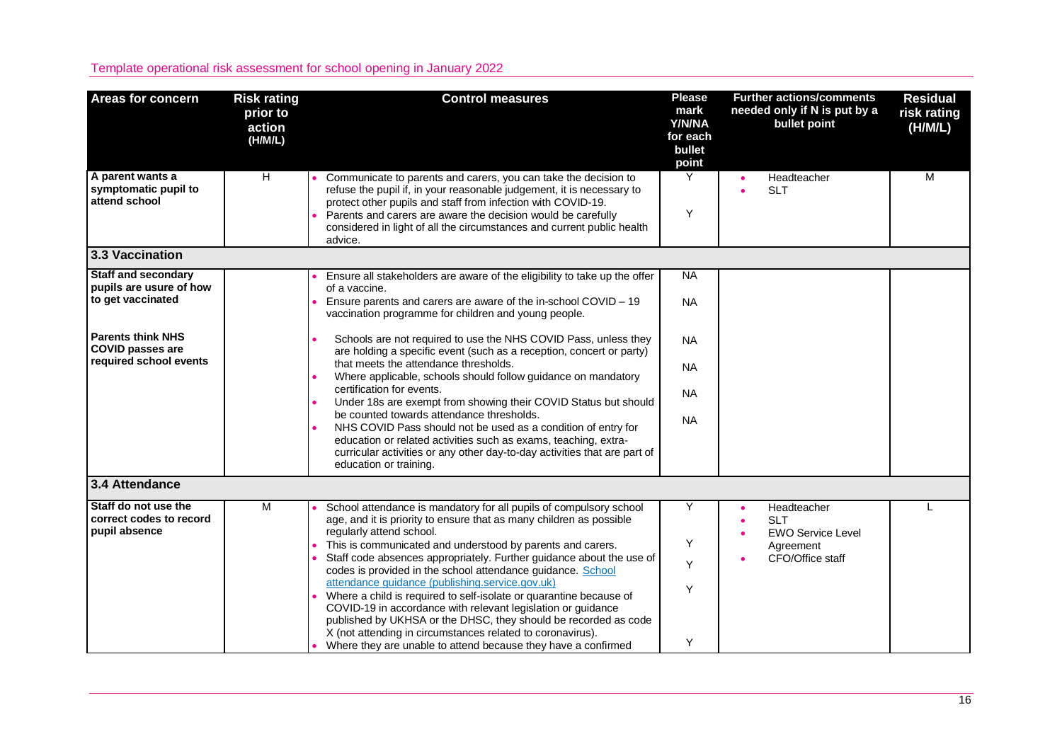Template operational risk assessment for school opening in January 2022

| Areas for concern | Risk rating prior to action (H/M/L) | Control measures | Please mark Y/N/NA for each bullet point | Further actions/comments needed only if N is put by a bullet point | Residual risk rating (H/M/L) |
|---|---|---|---|---|---|
| **A parent wants a symptomatic pupil to attend school** | H | • Communicate to parents and carers, you can take the decision to refuse the pupil if, in your reasonable judgement, it is necessary to protect other pupils and staff from infection with COVID-19.<br>• Parents and carers are aware the decision would be carefully considered in light of all the circumstances and current public health advice. | Y<br><br>Y | • Headteacher<br>• SLT | M |
| **3.3 Vaccination** | | | | | |
| **Staff and secondary pupils are usure of how to get vaccinated** | | • Ensure all stakeholders are aware of the eligibility to take up the offer of a vaccine.<br>• Ensure parents and carers are aware of the in-school COVID – 19 vaccination programme for children and young people. | NA<br><br>NA | | |
| **Parents think NHS COVID passes are required school events** | | • Schools are not required to use the NHS COVID Pass, unless they are holding a specific event (such as a reception, concert or party) that meets the attendance thresholds.<br>• Where applicable, schools should follow guidance on mandatory certification for events.<br>• Under 18s are exempt from showing their COVID Status but should be counted towards attendance thresholds.<br>• NHS COVID Pass should not be used as a condition of entry for education or related activities such as exams, teaching, extra-curricular activities or any other day-to-day activities that are part of education or training. | NA<br><br>NA<br><br>NA<br><br>NA | | |
| **3.4 Attendance** | | | | | |
| **Staff do not use the correct codes to record pupil absence** | M | • School attendance is mandatory for all pupils of compulsory school age, and it is priority to ensure that as many children as possible regularly attend school.<br>• This is communicated and understood by parents and carers.<br>• Staff code absences appropriately. Further guidance about the use of codes is provided in the school attendance guidance. [School attendance guidance (publishing.service.gov.uk)](School attendance guidance (publishing.service.gov.uk))<br>• Where a child is required to self-isolate or quarantine because of COVID-19 in accordance with relevant legislation or guidance published by UKHSA or the DHSC, they should be recorded as code X (not attending in circumstances related to coronavirus).<br>• Where they are unable to attend because they have a confirmed | Y<br><br>Y<br><br>Y<br><br>Y<br><br>Y | • Headteacher<br>• SLT<br>• EWO Service Level Agreement<br>• CFO/Office staff | L |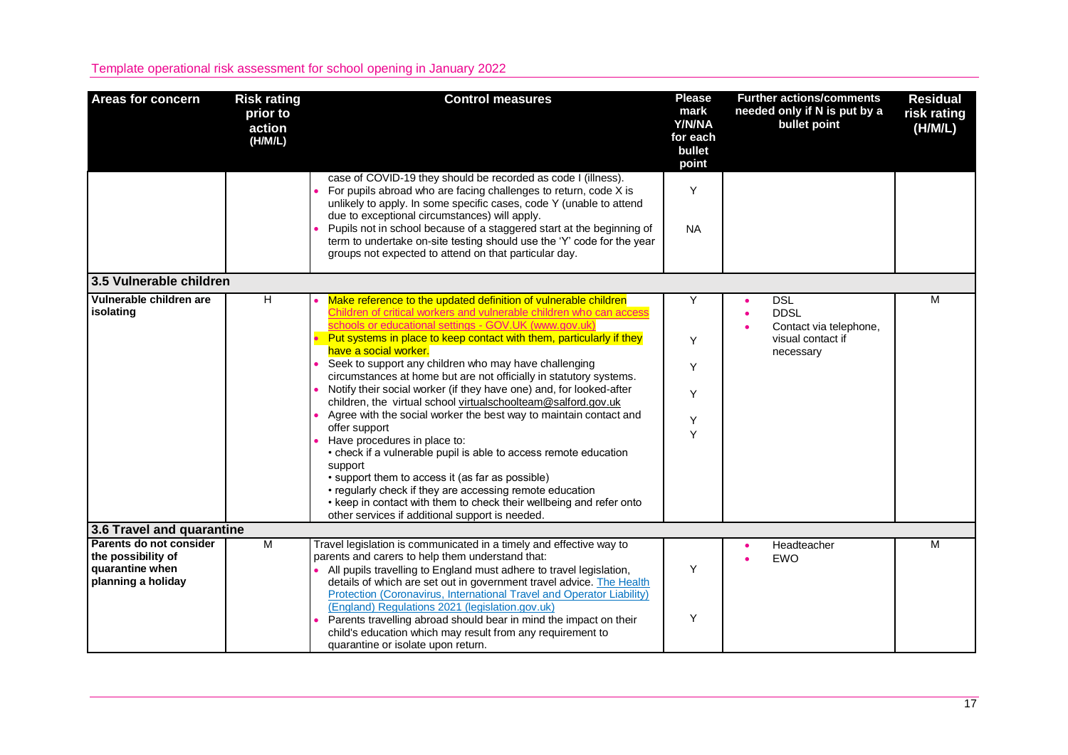| Areas for concern | Risk rating prior to action (H/M/L) | Control measures | Please mark Y/N/NA for each bullet point | Further actions/comments needed only if N is put by a bullet point | Residual risk rating (H/M/L) |
|---|---|---|---|---|---|
| | | case of COVID-19 they should be recorded as code I (illness).<br>• For pupils abroad who are facing challenges to return, code X is unlikely to apply. In some specific cases, code Y (unable to attend due to exceptional circumstances) will apply.<br>• Pupils not in school because of a staggered start at the beginning of term to undertake on-site testing should use the 'Y' code for the year groups not expected to attend on that particular day. | Y<br><br>NA | | |
| **3.5 Vulnerable children** | | | | | |
| **Vulnerable children are isolating** | H | • Make reference to the updated definition of vulnerable children [Children of critical workers and vulnerable children who can access schools or educational settings - GOV.UK (www.gov.uk)]<br>• Put systems in place to keep contact with them, particularly if they have a social worker.<br>• Seek to support any children who may have challenging circumstances at home but are not officially in statutory systems.<br>• Notify their social worker (if they have one) and, for looked-after children, the virtual school virtualschoolteam@salford.gov.uk<br>• Agree with the social worker the best way to maintain contact and offer support<br>• Have procedures in place to:<br>• check if a vulnerable pupil is able to access remote education support<br>• support them to access it (as far as possible)<br>• regularly check if they are accessing remote education<br>• keep in contact with them to check their wellbeing and refer onto other services if additional support is needed. | Y<br><br>Y<br><br>Y<br><br>Y<br><br>Y<br>Y | • DSL<br>• DDSL<br>• Contact via telephone, visual contact if necessary | M |
| **3.6 Travel and quarantine** | | | | | |
| **Parents do not consider the possibility of quarantine when planning a holiday** | M | Travel legislation is communicated in a timely and effective way to parents and carers to help them understand that:<br>• All pupils travelling to England must adhere to travel legislation, details of which are set out in government travel advice. The Health Protection (Coronavirus, International Travel and Operator Liability) (England) Regulations 2021 (legislation.gov.uk)<br>• Parents travelling abroad should bear in mind the impact on their child's education which may result from any requirement to quarantine or isolate upon return. | <br>Y<br><br>Y | • Headteacher<br>• EWO | M |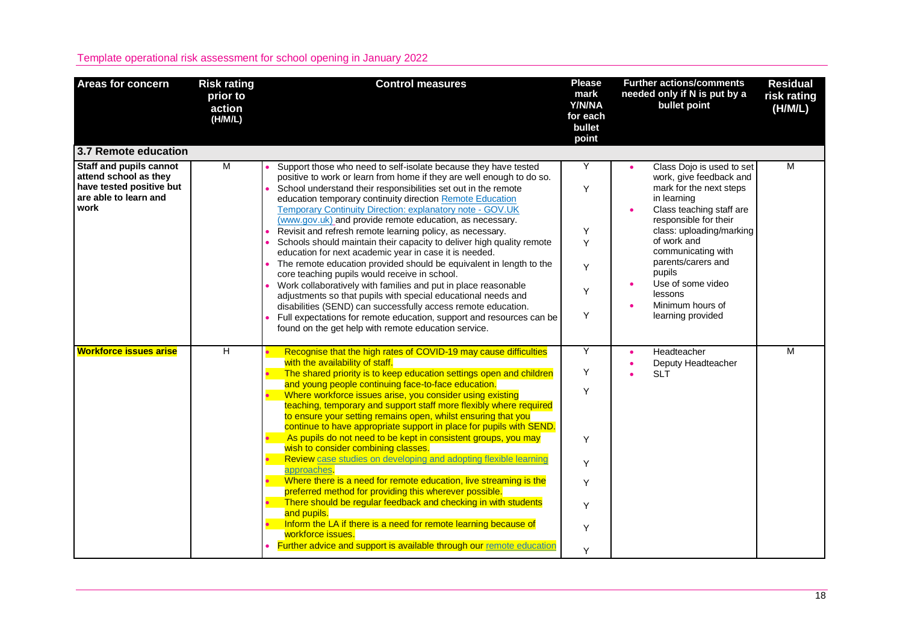Template operational risk assessment for school opening in January 2022

| Areas for concern | Risk rating prior to action (H/M/L) | Control measures | Please mark Y/N/NA for each bullet point | Further actions/comments needed only if N is put by a bullet point | Residual risk rating (H/M/L) |
| --- | --- | --- | --- | --- | --- |
| **3.7 Remote education** | | | | | |
| **Staff and pupils cannot attend school as they have tested positive but are able to learn and work** | M | • Support those who need to self-isolate because they have tested positive to work or learn from home if they are well enough to do so.<br>• School understand their responsibilities set out in the remote education temporary continuity direction [Remote Education Temporary Continuity Direction: explanatory note - GOV.UK (www.gov.uk)](www.gov.uk) and provide remote education, as necessary.<br>• Revisit and refresh remote learning policy, as necessary.<br>• Schools should maintain their capacity to deliver high quality remote education for next academic year in case it is needed.<br>• The remote education provided should be equivalent in length to the core teaching pupils would receive in school.<br>• Work collaboratively with families and put in place reasonable adjustments so that pupils with special educational needs and disabilities (SEND) can successfully access remote education.<br>• Full expectations for remote education, support and resources can be found on the get help with remote education service. | Y<br>Y<br>Y<br>Y<br>Y<br>Y<br>Y | • Class Dojo is used to set work, give feedback and mark for the next steps in learning<br>• Class teaching staff are responsible for their class: uploading/marking of work and communicating with parents/carers and pupils<br>• Use of some video lessons<br>• Minimum hours of learning provided | M |
| **Workforce issues arise** | H | • Recognise that the high rates of COVID-19 may cause difficulties with the availability of staff.<br>• The shared priority is to keep education settings open and children and young people continuing face-to-face education.<br>• Where workforce issues arise, you consider using existing teaching, temporary and support staff more flexibly where required to ensure your setting remains open, whilst ensuring that you continue to have appropriate support in place for pupils with SEND.<br>• As pupils do not need to be kept in consistent groups, you may wish to consider combining classes.<br>• Review case studies on developing and adopting flexible learning approaches.<br>• Where there is a need for remote education, live streaming is the preferred method for providing this wherever possible.<br>• There should be regular feedback and checking in with students and pupils.<br>• Inform the LA if there is a need for remote learning because of workforce issues.<br>• Further advice and support is available through our remote education | Y<br>Y<br>Y<br>Y<br>Y<br>Y<br>Y<br>Y<br>Y | • Headteacher<br>• Deputy Headteacher<br>• SLT | M |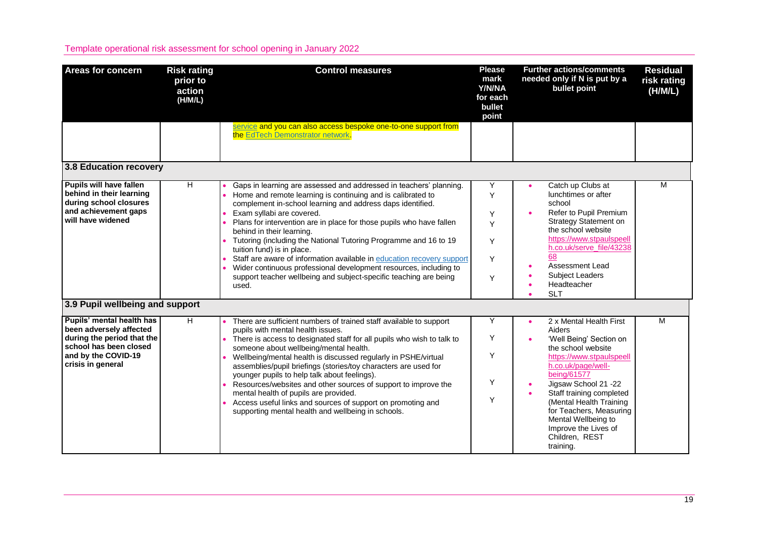| Areas for concern | Risk rating prior to action (H/M/L) | Control measures | Please mark Y/N/NA for each bullet point | Further actions/comments needed only if N is put by a bullet point | Residual risk rating (H/M/L) |
|---|---|---|---|---|---|
| | | service and you can also access bespoke one-to-one support from the EdTech Demonstrator network. | | | |
| **3.8 Education recovery** | | | | | |
| **Pupils will have fallen behind in their learning during school closures and achievement gaps will have widened** | H | • Gaps in learning are assessed and addressed in teachers' planning.<br>• Home and remote learning is continuing and is calibrated to complement in-school learning and address daps identified.<br>• Exam syllabi are covered.<br>• Plans for intervention are in place for those pupils who have fallen behind in their learning.<br>• Tutoring (including the National Tutoring Programme and 16 to 19 tuition fund) is in place.<br>• Staff are aware of information available in education recovery support<br>• Wider continuous professional development resources, including to support teacher wellbeing and subject-specific teaching are being used. | Y<br>Y<br>Y<br>Y<br>Y<br>Y<br>Y | • Catch up Clubs at lunchtimes or after school<br>• Refer to Pupil Premium Strategy Statement on the school website https://www.stpaulspeellh.co.uk/serve_file/4323868<br>• Assessment Lead<br>• Subject Leaders<br>• Headteacher<br>• SLT | M |
| **3.9 Pupil wellbeing and support** | | | | | |
| **Pupils' mental health has been adversely affected during the period that the school has been closed and by the COVID-19 crisis in general** | H | • There are sufficient numbers of trained staff available to support pupils with mental health issues.<br>• There is access to designated staff for all pupils who wish to talk to someone about wellbeing/mental health.<br>• Wellbeing/mental health is discussed regularly in PSHE/virtual assemblies/pupil briefings (stories/toy characters are used for younger pupils to help talk about feelings).<br>• Resources/websites and other sources of support to improve the mental health of pupils are provided.<br>• Access useful links and sources of support on promoting and supporting mental health and wellbeing in schools. | Y<br>Y<br>Y<br>Y<br>Y | • 2 x Mental Health First Aiders<br>• 'Well Being' Section on the school website https://www.stpaulspeellh.co.uk/page/well-being/61577<br>• Jigsaw School 21 -22<br>• Staff training completed (Mental Health Training for Teachers, Measuring Mental Wellbeing to Improve the Lives of Children, REST training. | M |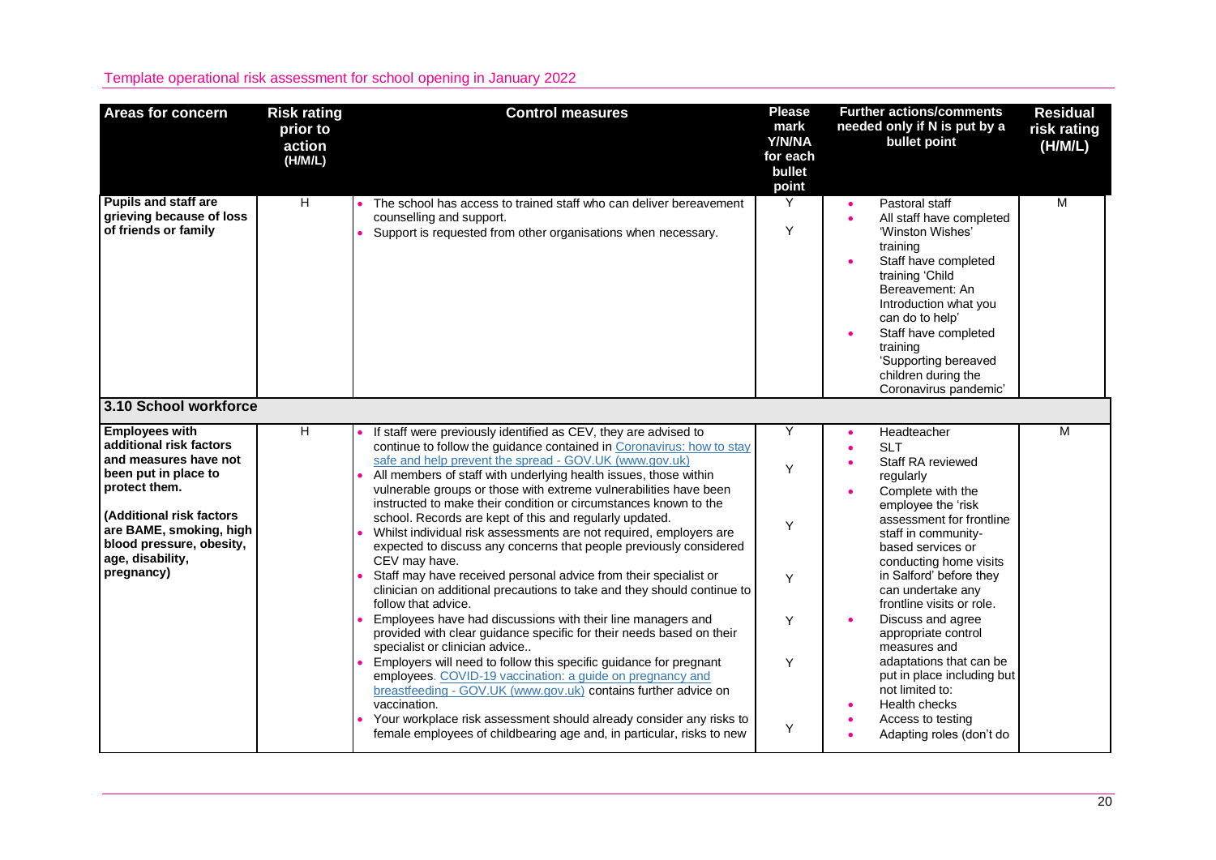Template operational risk assessment for school opening in January 2022

| Areas for concern | Risk rating prior to action (H/M/L) | Control measures | Please mark Y/N/NA for each bullet point | Further actions/comments needed only if N is put by a bullet point | Residual risk rating (H/M/L) |
| --- | --- | --- | --- | --- | --- |
| **Pupils and staff are grieving because of loss of friends or family** | H | • The school has access to trained staff who can deliver bereavement counselling and support.<br>• Support is requested from other organisations when necessary. | Y<br>Y | • Pastoral staff<br>• All staff have completed 'Winston Wishes' training<br>• Staff have completed training 'Child Bereavement: An Introduction what you can do to help'<br>• Staff have completed training 'Supporting bereaved children during the Coronavirus pandemic' | M |
| **3.10 School workforce** | | | | | |
| **Employees with additional risk factors and measures have not been put in place to protect them.**<br><br>**(Additional risk factors are BAME, smoking, high blood pressure, obesity, age, disability, pregnancy)** | H | • If staff were previously identified as CEV, they are advised to continue to follow the guidance contained in [Coronavirus: how to stay safe and help prevent the spread - GOV.UK (www.gov.uk)](#)<br>• All members of staff with underlying health issues, those within vulnerable groups or those with extreme vulnerabilities have been instructed to make their condition or circumstances known to the school. Records are kept of this and regularly updated.<br>• Whilst individual risk assessments are not required, employers are expected to discuss any concerns that people previously considered CEV may have.<br>• Staff may have received personal advice from their specialist or clinician on additional precautions to take and they should continue to follow that advice.<br>• Employees have had discussions with their line managers and provided with clear guidance specific for their needs based on their specialist or clinician advice..<br>• Employers will need to follow this specific guidance for pregnant employees. [COVID-19 vaccination: a guide on pregnancy and breastfeeding - GOV.UK (www.gov.uk)](#) contains further advice on vaccination.<br>• Your workplace risk assessment should already consider any risks to female employees of childbearing age and, in particular, risks to new | Y<br>Y<br>Y<br>Y<br>Y<br>Y<br>Y | • Headteacher<br>• SLT<br>• Staff RA reviewed regularly<br>• Complete with the employee the 'risk assessment for frontline staff in community-based services or conducting home visits in Salford' before they can undertake any frontline visits or role.<br>• Discuss and agree appropriate control measures and adaptations that can be put in place including but not limited to:<br>• Health checks<br>• Access to testing<br>• Adapting roles (don't do | M |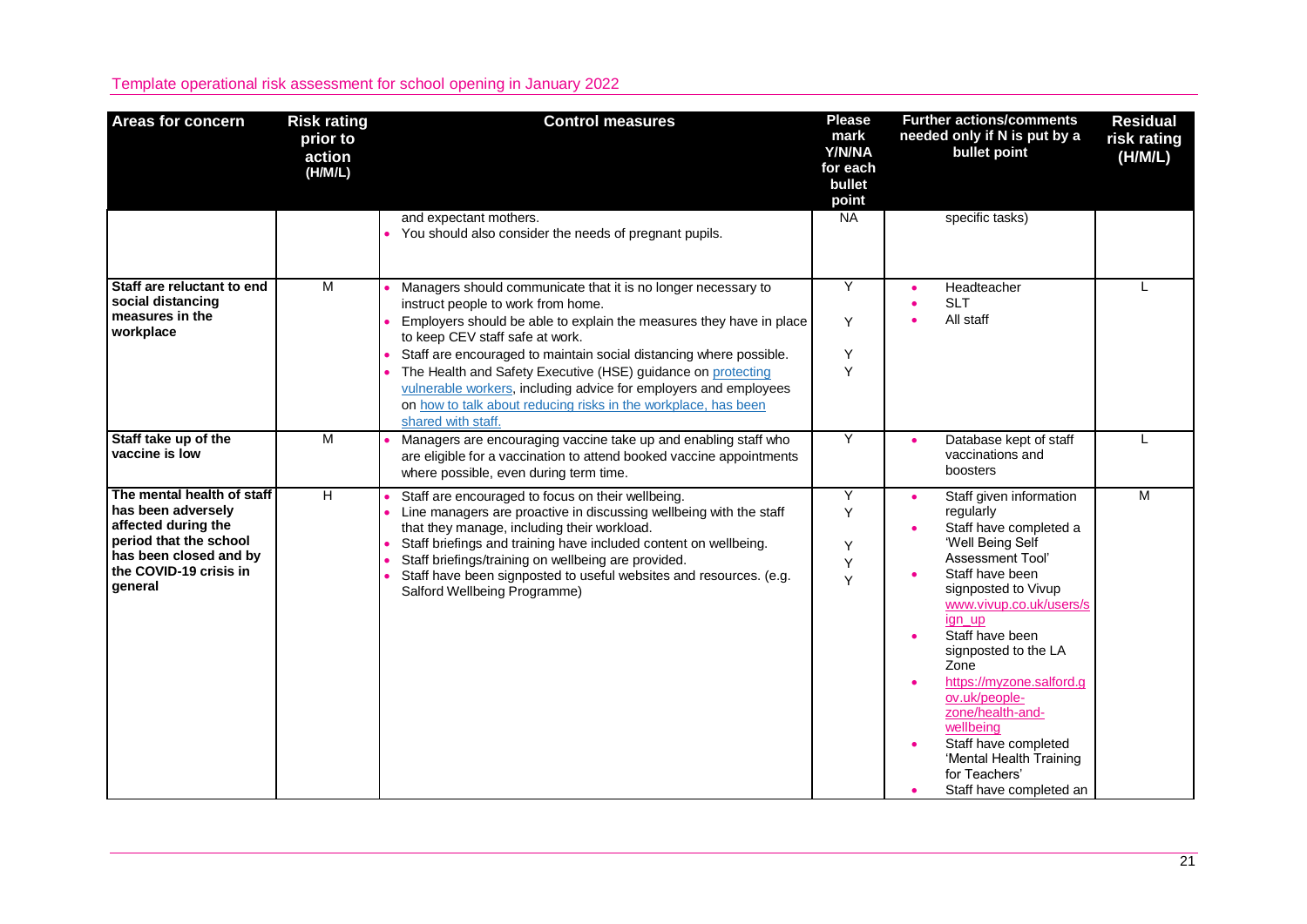Template operational risk assessment for school opening in January 2022

| Areas for concern | Risk rating prior to action (H/M/L) | Control measures | Please mark Y/N/NA for each bullet point | Further actions/comments needed only if N is put by a bullet point | Residual risk rating (H/M/L) |
|---|---|---|---|---|---|
| | | and expectant mothers.<br>• You should also consider the needs of pregnant pupils. | NA | specific tasks) | |
| **Staff are reluctant to end social distancing measures in the workplace** | M | • Managers should communicate that it is no longer necessary to instruct people to work from home.<br>• Employers should be able to explain the measures they have in place to keep CEV staff safe at work.<br>• Staff are encouraged to maintain social distancing where possible.<br>• The Health and Safety Executive (HSE) guidance on protecting vulnerable workers, including advice for employers and employees on how to talk about reducing risks in the workplace, has been shared with staff. | Y<br>Y<br>Y<br>Y | • Headteacher<br>• SLT<br>• All staff | L |
| **Staff take up of the vaccine is low** | M | • Managers are encouraging vaccine take up and enabling staff who are eligible for a vaccination to attend booked vaccine appointments where possible, even during term time. | Y | • Database kept of staff vaccinations and boosters | L |
| **The mental health of staff has been adversely affected during the period that the school has been closed and by the COVID-19 crisis in general** | H | • Staff are encouraged to focus on their wellbeing.<br>• Line managers are proactive in discussing wellbeing with the staff that they manage, including their workload.<br>• Staff briefings and training have included content on wellbeing.<br>• Staff briefings/training on wellbeing are provided.<br>• Staff have been signposted to useful websites and resources. (e.g. Salford Wellbeing Programme) | Y<br>Y<br>Y<br>Y<br>Y | • Staff given information regularly<br>• Staff have completed a 'Well Being Self Assessment Tool'<br>• Staff have been signposted to Vivup www.vivup.co.uk/users/sign_up<br>• Staff have been signposted to the LA Zone<br>• https://myzone.salford.gov.uk/people-zone/health-and-wellbeing<br>• Staff have completed 'Mental Health Training for Teachers'<br>• Staff have completed an | M |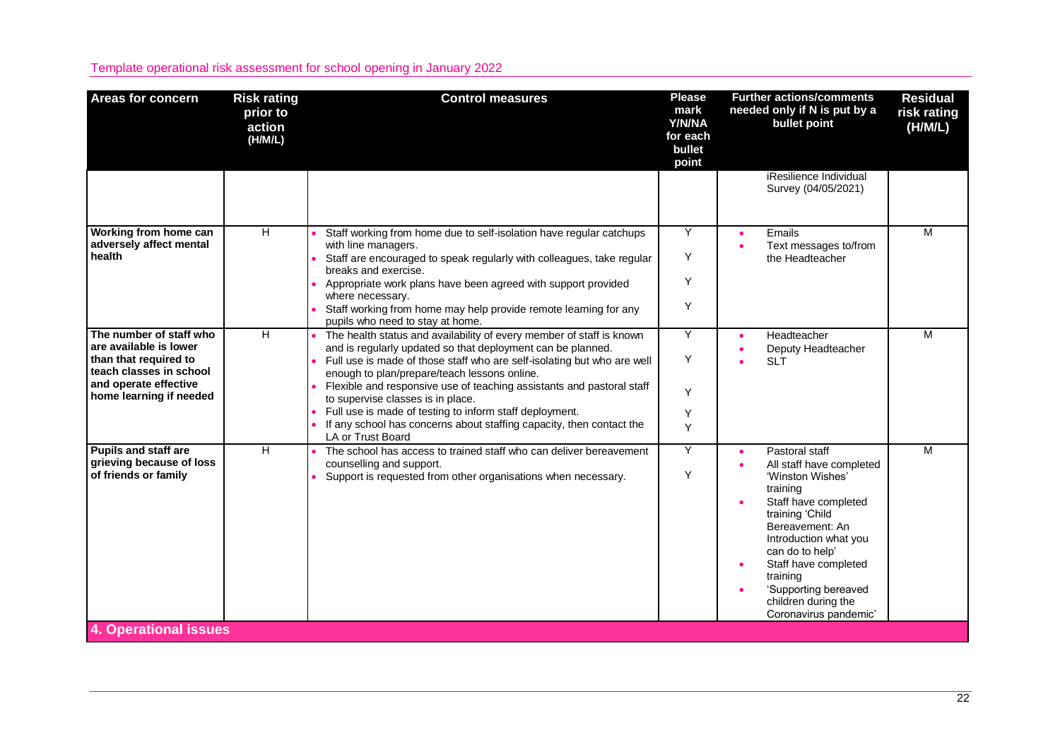| Areas for concern | Risk rating prior to action (H/M/L) | Control measures | Please mark Y/N/NA for each bullet point | Further actions/comments needed only if N is put by a bullet point | Residual risk rating (H/M/L) |
|---|---|---|---|---|---|
| | | | | iResilience Individual Survey (04/05/2021) | |
| **Working from home can adversely affect mental health** | H | • Staff working from home due to self-isolation have regular catchups with line managers.<br>• Staff are encouraged to speak regularly with colleagues, take regular breaks and exercise.<br>• Appropriate work plans have been agreed with support provided where necessary.<br>• Staff working from home may help provide remote learning for any pupils who need to stay at home. | Y<br>Y<br>Y<br>Y | • Emails<br>• Text messages to/from the Headteacher | M |
| **The number of staff who are available is lower than that required to teach classes in school and operate effective home learning if needed** | H | • The health status and availability of every member of staff is known and is regularly updated so that deployment can be planned.<br>• Full use is made of those staff who are self-isolating but who are well enough to plan/prepare/teach lessons online.<br>• Flexible and responsive use of teaching assistants and pastoral staff to supervise classes is in place.<br>• Full use is made of testing to inform staff deployment.<br>• If any school has concerns about staffing capacity, then contact the LA or Trust Board | Y<br>Y<br>Y<br>Y<br>Y | • Headteacher<br>• Deputy Headteacher<br>• SLT | M |
| **Pupils and staff are grieving because of loss of friends or family** | H | • The school has access to trained staff who can deliver bereavement counselling and support.<br>• Support is requested from other organisations when necessary. | Y<br>Y | • Pastoral staff<br>• All staff have completed 'Winston Wishes' training<br>• Staff have completed training 'Child Bereavement: An Introduction what you can do to help'<br>• Staff have completed training<br>• 'Supporting bereaved children during the Coronavirus pandemic' | M |
| **4. Operational issues** | | | | | |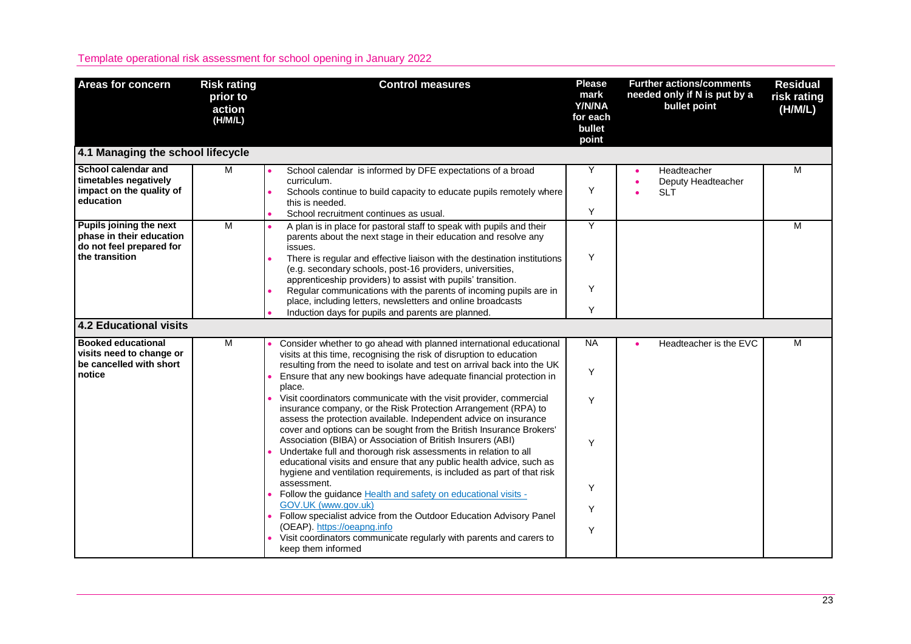Template operational risk assessment for school opening in January 2022

| Areas for concern | Risk rating prior to action (H/M/L) | Control measures | Please mark Y/N/NA for each bullet point | Further actions/comments needed only if N is put by a bullet point | Residual risk rating (H/M/L) |
|---|---|---|---|---|---|
| **4.1 Managing the school lifecycle** | | | | | |
| **School calendar and timetables negatively impact on the quality of education** | M | • School calendar is informed by DFE expectations of a broad curriculum.<br>• Schools continue to build capacity to educate pupils remotely where this is needed.<br>• School recruitment continues as usual. | Y<br>Y<br>Y | • Headteacher<br>• Deputy Headteacher<br>• SLT | M |
| **Pupils joining the next phase in their education do not feel prepared for the transition** | M | • A plan is in place for pastoral staff to speak with pupils and their parents about the next stage in their education and resolve any issues.<br>• There is regular and effective liaison with the destination institutions (e.g. secondary schools, post-16 providers, universities, apprenticeship providers) to assist with pupils' transition.<br>• Regular communications with the parents of incoming pupils are in place, including letters, newsletters and online broadcasts<br>• Induction days for pupils and parents are planned. | Y<br>Y<br>Y<br>Y | | M |
| **4.2 Educational visits** | | | | | |
| **Booked educational visits need to change or be cancelled with short notice** | M | • Consider whether to go ahead with planned international educational visits at this time, recognising the risk of disruption to education resulting from the need to isolate and test on arrival back into the UK<br>• Ensure that any new bookings have adequate financial protection in place.<br>• Visit coordinators communicate with the visit provider, commercial insurance company, or the Risk Protection Arrangement (RPA) to assess the protection available. Independent advice on insurance cover and options can be sought from the British Insurance Brokers' Association (BIBA) or Association of British Insurers (ABI)<br>• Undertake full and thorough risk assessments in relation to all educational visits and ensure that any public health advice, such as hygiene and ventilation requirements, is included as part of that risk assessment.<br>• Follow the guidance Health and safety on educational visits - GOV.UK (www.gov.uk)<br>• Follow specialist advice from the Outdoor Education Advisory Panel (OEAP). https://oeapng.info<br>• Visit coordinators communicate regularly with parents and carers to keep them informed | NA<br>Y<br>Y<br>Y<br>Y<br>Y<br>Y | • Headteacher is the EVC | M |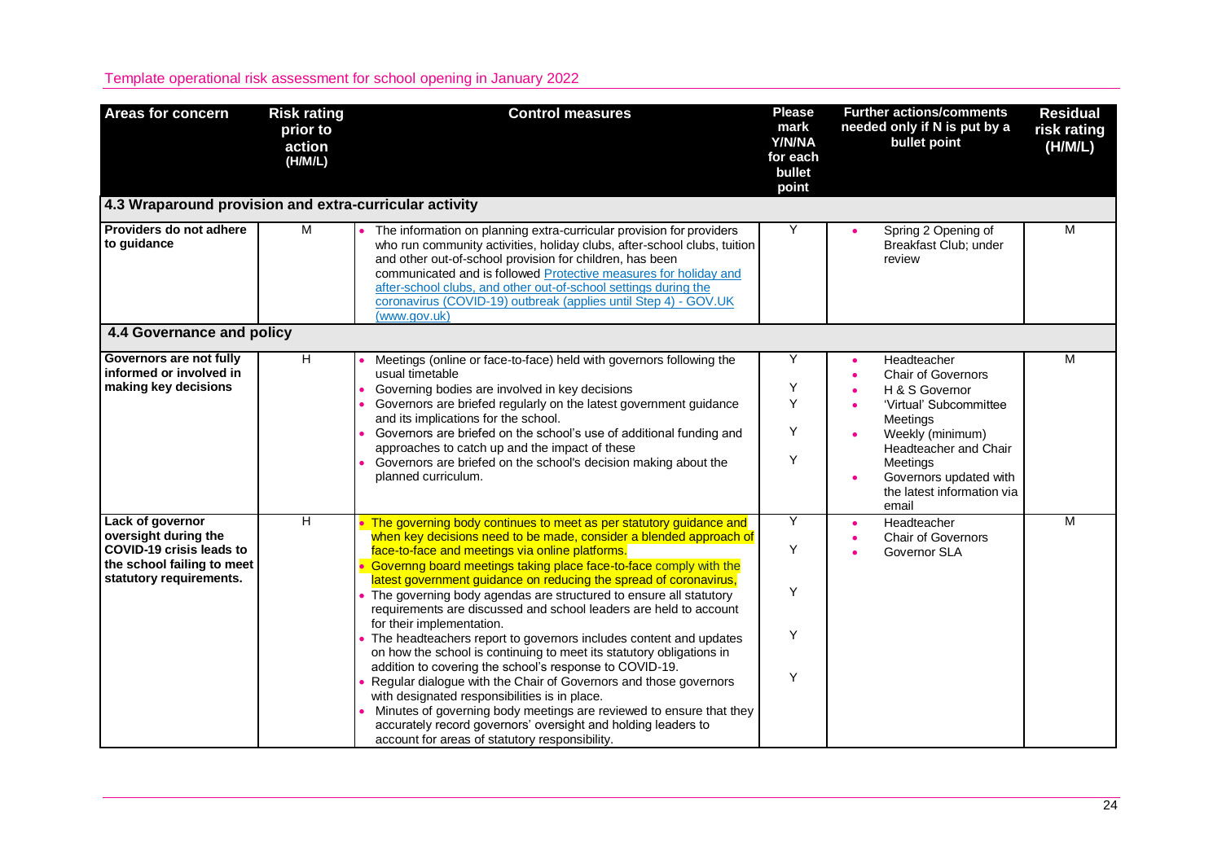| Areas for concern | Risk rating prior to action (H/M/L) | Control measures | Please mark Y/N/NA for each bullet point | Further actions/comments needed only if N is put by a bullet point | Residual risk rating (H/M/L) |
|---|---|---|---|---|---|
| **4.3 Wraparound provision and extra-curricular activity** | | | | | |
| **Providers do not adhere to guidance** | M | • The information on planning extra-curricular provision for providers who run community activities, holiday clubs, after-school clubs, tuition and other out-of-school provision for children, has been communicated and is followed [Protective measures for holiday and after-school clubs, and other out-of-school settings during the coronavirus (COVID-19) outbreak (applies until Step 4) - GOV.UK (www.gov.uk)] | Y | • Spring 2 Opening of Breakfast Club; under review | M |
| **4.4 Governance and policy** | | | | | |
| **Governors are not fully informed or involved in making key decisions** | H | • Meetings (online or face-to-face) held with governors following the usual timetable<br>• Governing bodies are involved in key decisions<br>• Governors are briefed regularly on the latest government guidance and its implications for the school.<br>• Governors are briefed on the school's use of additional funding and approaches to catch up and the impact of these<br>• Governors are briefed on the school's decision making about the planned curriculum. | Y<br>Y<br>Y<br>Y<br>Y | • Headteacher<br>• Chair of Governors<br>• H & S Governor<br>• 'Virtual' Subcommittee Meetings<br>• Weekly (minimum) Headteacher and Chair Meetings<br>• Governors updated with the latest information via email | M |
| **Lack of governor oversight during the COVID-19 crisis leads to the school failing to meet statutory requirements.** | H | • The governing body continues to meet as per statutory guidance and when key decisions need to be made, consider a blended approach of face-to-face and meetings via online platforms.<br>• Governng board meetings taking place face-to-face comply with the latest government guidance on reducing the spread of coronavirus,<br>• The governing body agendas are structured to ensure all statutory requirements are discussed and school leaders are held to account for their implementation.<br>• The headteachers report to governors includes content and updates on how the school is continuing to meet its statutory obligations in addition to covering the school's response to COVID-19.<br>• Regular dialogue with the Chair of Governors and those governors with designated responsibilities is in place.<br>• Minutes of governing body meetings are reviewed to ensure that they accurately record governors' oversight and holding leaders to account for areas of statutory responsibility. | Y<br>Y<br>Y<br>Y<br>Y | • Headteacher<br>• Chair of Governors<br>• Governor SLA | M |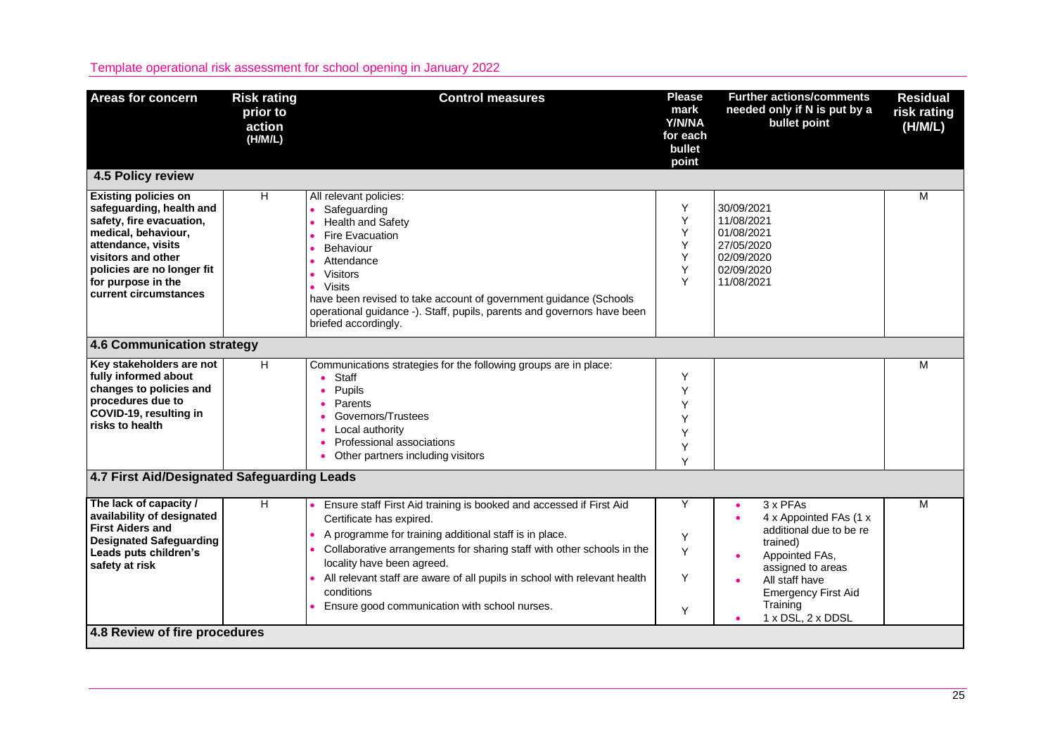Template operational risk assessment for school opening in January 2022

| Areas for concern | Risk rating prior to action (H/M/L) | Control measures | Please mark Y/N/NA for each bullet point | Further actions/comments needed only if N is put by a bullet point | Residual risk rating (H/M/L) |
|---|---|---|---|---|---|
| **4.5 Policy review** | | | | | |
| **Existing policies on safeguarding, health and safety, fire evacuation, medical, behaviour, attendance, visits visitors and other policies are no longer fit for purpose in the current circumstances** | H | All relevant policies:<br>• Safeguarding<br>• Health and Safety<br>• Fire Evacuation<br>• Behaviour<br>• Attendance<br>• Visitors<br>• Visits<br>have been revised to take account of government guidance (Schools operational guidance -). Staff, pupils, parents and governors have been briefed accordingly. | Y<br>Y<br>Y<br>Y<br>Y<br>Y<br>Y | 30/09/2021<br>11/08/2021<br>01/08/2021<br>27/05/2020<br>02/09/2020<br>02/09/2020<br>11/08/2021 | M |
| **4.6 Communication strategy** | | | | | |
| **Key stakeholders are not fully informed about changes to policies and procedures due to COVID-19, resulting in risks to health** | H | Communications strategies for the following groups are in place:<br>• Staff<br>• Pupils<br>• Parents<br>• Governors/Trustees<br>• Local authority<br>• Professional associations<br>• Other partners including visitors | Y<br>Y<br>Y<br>Y<br>Y<br>Y<br>Y | | M |
| **4.7 First Aid/Designated Safeguarding Leads** | | | | | |
| **The lack of capacity / availability of designated First Aiders and Designated Safeguarding Leads puts children's safety at risk** | H | • Ensure staff First Aid training is booked and accessed if First Aid Certificate has expired.<br>• A programme for training additional staff is in place.<br>• Collaborative arrangements for sharing staff with other schools in the locality have been agreed.<br>• All relevant staff are aware of all pupils in school with relevant health conditions<br>• Ensure good communication with school nurses. | Y<br>Y<br>Y<br>Y<br>Y | • 3 x PFAs<br>• 4 x Appointed FAs (1 x additional due to be re trained)<br>• Appointed FAs, assigned to areas<br>• All staff have Emergency First Aid Training<br>• 1 x DSL, 2 x DDSL | M |
| **4.8 Review of fire procedures** | | | | | |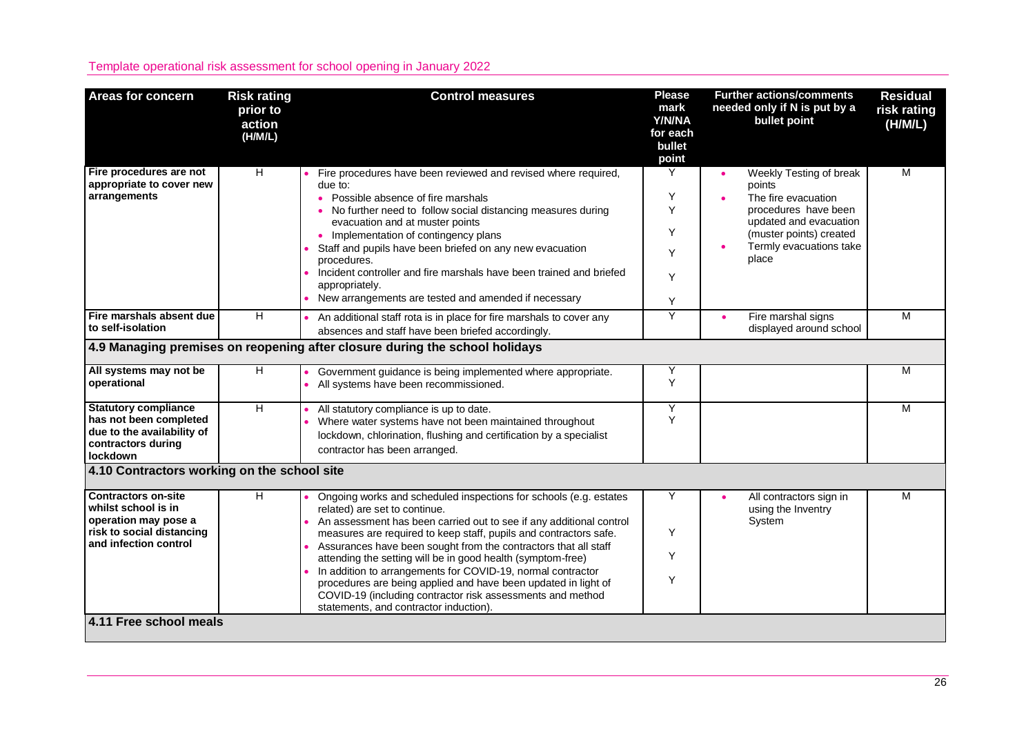Template operational risk assessment for school opening in January 2022

| Areas for concern | Risk rating prior to action (H/M/L) | Control measures | Please mark Y/N/NA for each bullet point | Further actions/comments needed only if N is put by a bullet point | Residual risk rating (H/M/L) |
|---|---|---|---|---|---|
| **Fire procedures are not appropriate to cover new arrangements** | H | • Fire procedures have been reviewed and revised where required, due to:<br>• Possible absence of fire marshals<br>• No further need to follow social distancing measures during evacuation and at muster points<br>• Implementation of contingency plans<br>• Staff and pupils have been briefed on any new evacuation procedures.<br>• Incident controller and fire marshals have been trained and briefed appropriately.<br>• New arrangements are tested and amended if necessary | Y<br>Y<br>Y<br>Y<br>Y<br>Y<br>Y | • Weekly Testing of break points<br>• The fire evacuation procedures have been updated and evacuation (muster points) created<br>• Termly evacuations take place | M |
| **Fire marshals absent due to self-isolation** | H | • An additional staff rota is in place for fire marshals to cover any absences and staff have been briefed accordingly. | Y | • Fire marshal signs displayed around school | M |
| **4.9 Managing premises on reopening after closure during the school holidays** | | | | | |
| **All systems may not be operational** | H | • Government guidance is being implemented where appropriate.<br>• All systems have been recommissioned. | Y<br>Y | | M |
| **Statutory compliance has not been completed due to the availability of contractors during lockdown** | H | • All statutory compliance is up to date.<br>• Where water systems have not been maintained throughout lockdown, chlorination, flushing and certification by a specialist contractor has been arranged. | Y<br>Y | | M |
| **4.10 Contractors working on the school site** | | | | | |
| **Contractors on-site whilst school is in operation may pose a risk to social distancing and infection control** | H | • Ongoing works and scheduled inspections for schools (e.g. estates related) are set to continue.<br>• An assessment has been carried out to see if any additional control measures are required to keep staff, pupils and contractors safe.<br>• Assurances have been sought from the contractors that all staff attending the setting will be in good health (symptom-free)<br>• In addition to arrangements for COVID-19, normal contractor procedures are being applied and have been updated in light of COVID-19 (including contractor risk assessments and method statements, and contractor induction). | Y<br>Y<br>Y<br>Y | • All contractors sign in using the Inventry System | M |
| **4.11 Free school meals** | | | | | |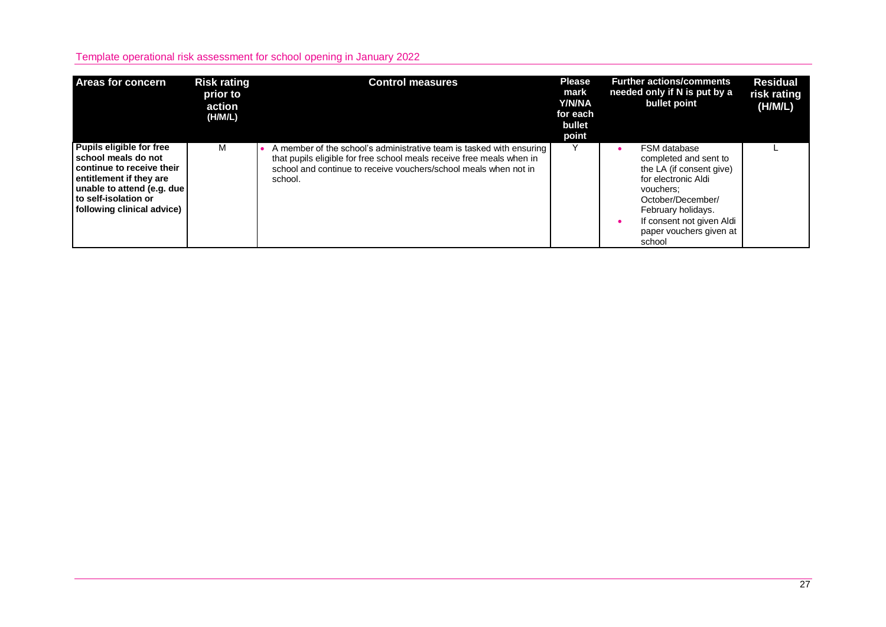Template operational risk assessment for school opening in January 2022

| Areas for concern | Risk rating prior to action (H/M/L) | Control measures | Please mark Y/N/NA for each bullet point | Further actions/comments needed only if N is put by a bullet point | Residual risk rating (H/M/L) |
|---|---|---|---|---|---|
| **Pupils eligible for free school meals do not continue to receive their entitlement if they are unable to attend (e.g. due to self-isolation or following clinical advice)** | M | • A member of the school's administrative team is tasked with ensuring that pupils eligible for free school meals receive free meals when in school and continue to receive vouchers/school meals when not in school. | Y | • FSM database completed and sent to the LA (if consent give) for electronic Aldi vouchers; October/December/ February holidays.<br>• If consent not given Aldi paper vouchers given at school | L |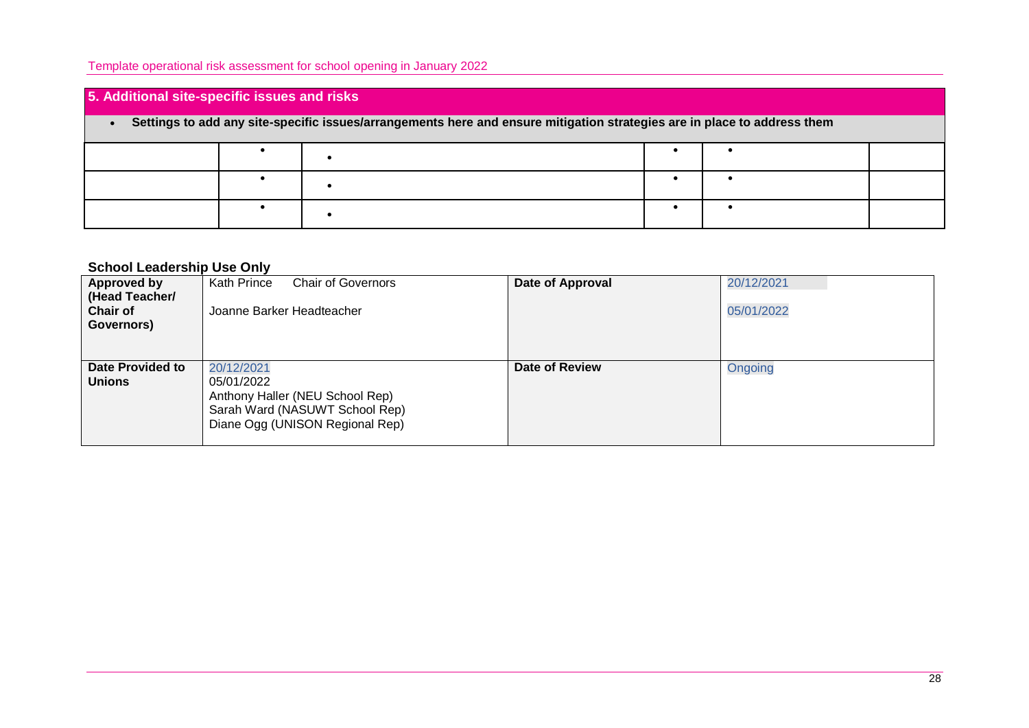## 5. Additional site-specific issues and risks

- **Settings to add any site-specific issues/arrangements here and ensure mitigation strategies are in place to address them**

| | | | | | |
|---|---|---|---|---|---|
| | • | • | • | • | |
| | • | • | • | • | |
| | • | • | • | • | |

### School Leadership Use Only

| | | | |
|---|---|---|---|
| **Approved by (Head Teacher/ Chair of Governors)** | Kath Prince Chair of Governors<br><br>Joanne Barker Headteacher | **Date of Approval** | 20/12/2021<br><br>05/01/2022 |
| **Date Provided to Unions** | 20/12/2021<br>05/01/2022<br>Anthony Haller (NEU School Rep)<br>Sarah Ward (NASUWT School Rep)<br>Diane Ogg (UNISON Regional Rep) | **Date of Review** | Ongoing |